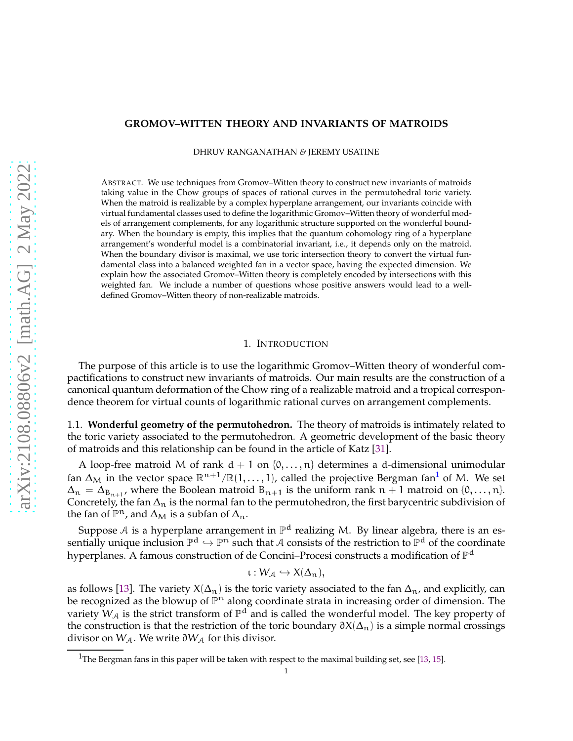# GROMOV–WITTEN THEORY AND INVARIANTS OF MATROIDS

DHRUV RANGANATHAN *&* JEREMY USATINE

ABSTRACT. We use techniques from Gromov–Witten theory to construct new invariants of matroids taking value in the Chow groups of spaces of rational curves in the permutohedral toric variety. When the matroid is realizable by a complex hyperplane arrangement, our invariants coincide with virtual fundamental classes used to define the logarithmic Gromov–Witten theory of wonderful models of arrangement complements, for any logarithmic structure supported on the wonderful boundary. When the boundary is empty, this implies that the quantum cohomology ring of a hyperplane arrangement's wonderful model is a combinatorial invariant, i.e., it depends only on the matroid. When the boundary divisor is maximal, we use toric intersection theory to convert the virtual fundamental class into a balanced weighted fan in a vector space, having the expected dimension. We explain how the associated Gromov–Witten theory is completely encoded by intersections with this weighted fan. We include a number of questions whose positive answers would lead to a well-defined Gromov–Witten theory of non-realizable matroids.

## 1. INTRODUCTION

The purpose of this article is to use the logarithmic Gromov–Witten theory of wonderful compactifications to construct new invariants of matroids. Our main results are the construction of a canonical quantum deformation of the Chow ring of a realizable matroid and a tropical correspondence theorem for virtual counts of logarithmic rational curves on arrangement complements.

### 1.1. Wonderful geometry of the permutohedron.

The theory of matroids is intimately related to the toric variety associated to the permutohedron. A geometric development of the basic theory of matroids and this relationship can be found in the article of Katz [31].

A loop-free matroid $M$ of rank $d+1$ on $\{0,\ldots,n\}$ determines a $d$-dimensional unimodular fan $\Delta_M$ in the vector space $\mathbb{R}^{n+1}/\mathbb{R}(1,\ldots,1)$, called the projective Bergman fan[1] of $M$. We set $\Delta_n = \Delta_{B_{n+1}}$, where the Boolean matroid $B_{n+1}$ is the uniform rank $n+1$ matroid on $\{0,\ldots,n\}$. Concretely, the fan $\Delta_n$ is the normal fan to the permutohedron, the first barycentric subdivision of the fan of $\mathbb{P}^n$, and $\Delta_M$ is a subfan of $\Delta_n$.

Suppose $\mathcal{A}$ is a hyperplane arrangement in $\mathbb{P}^d$ realizing $M$. By linear algebra, there is an essentially unique inclusion $\mathbb{P}^d \hookrightarrow \mathbb{P}^n$ such that $\mathcal{A}$ consists of the restriction to $\mathbb{P}^d$ of the coordinate hyperplanes. A famous construction of de Concini–Procesi constructs a modification of $\mathbb{P}^d$

$$\iota : W_{\mathcal{A}} \hookrightarrow X(\Delta_n),$$

as follows [13]. The variety $X(\Delta_n)$ is the toric variety associated to the fan $\Delta_n$, and explicitly, can be recognized as the blowup of $\mathbb{P}^n$ along coordinate strata in increasing order of dimension. The variety $W_{\mathcal{A}}$ is the strict transform of $\mathbb{P}^d$ and is called the wonderful model. The key property of the construction is that the restriction of the toric boundary $\partial X(\Delta_n)$ is a simple normal crossings divisor on $W_{\mathcal{A}}$. We write $\partial W_{\mathcal{A}}$ for this divisor.

[1] The Bergman fans in this paper will be taken with respect to the maximal building set, see [13, 15].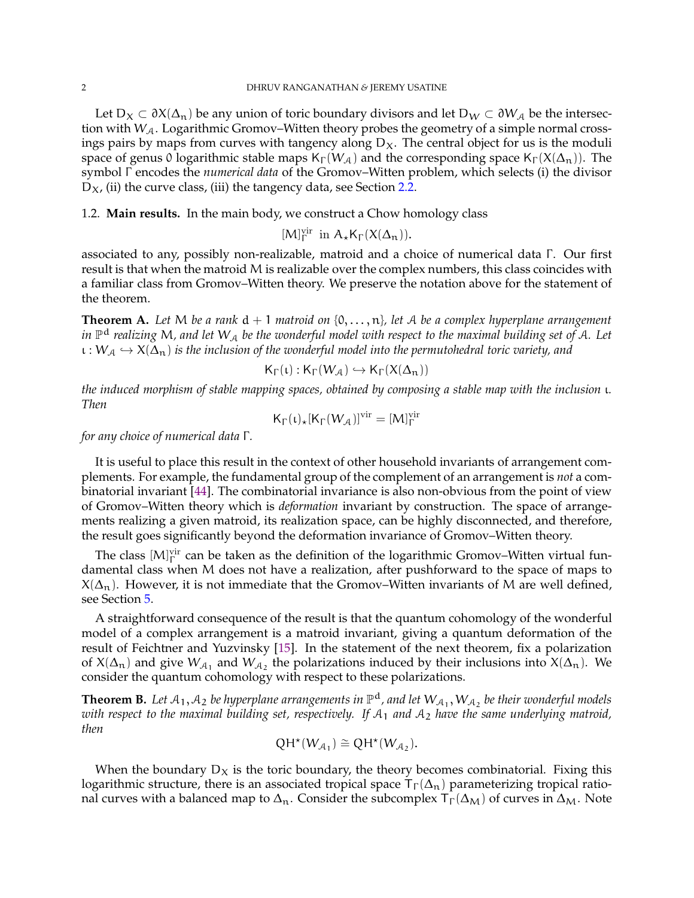Let $D_X \subset \partial X(\Delta_n)$ be any union of toric boundary divisors and let $D_W \subset \partial W_{\mathcal{A}}$ be the intersection with $W_{\mathcal{A}}$. Logarithmic Gromov–Witten theory probes the geometry of a simple normal crossings pairs by maps from curves with tangency along $D_X$. The central object for us is the moduli space of genus 0 logarithmic stable maps $K_\Gamma(W_{\mathcal{A}})$ and the corresponding space $K_\Gamma(X(\Delta_n))$. The symbol $\Gamma$ encodes the *numerical data* of the Gromov–Witten problem, which selects (i) the divisor $D_X$, (ii) the curve class, (iii) the tangency data, see Section 2.2.

## 1.2. Main results.

In the main body, we construct a Chow homology class

$$[M]^{\mathrm{vir}}_\Gamma \text{ in } A_\star K_\Gamma(X(\Delta_n)).$$

associated to any, possibly non-realizable, matroid and a choice of numerical data $\Gamma$. Our first result is that when the matroid $M$ is realizable over the complex numbers, this class coincides with a familiar class from Gromov–Witten theory. We preserve the notation above for the statement of the theorem.

**Theorem A.** *Let $M$ be a rank $d+1$ matroid on $\{0, \ldots, n\}$, let $\mathcal{A}$ be a complex hyperplane arrangement in $\mathbb{P}^d$ realizing $M$, and let $W_{\mathcal{A}}$ be the wonderful model with respect to the maximal building set of $\mathcal{A}$. Let $\iota : W_{\mathcal{A}} \hookrightarrow X(\Delta_n)$ is the inclusion of the wonderful model into the permutohedral toric variety, and*

$$K_\Gamma(\iota) : K_\Gamma(W_{\mathcal{A}}) \hookrightarrow K_\Gamma(X(\Delta_n))$$

*the induced morphism of stable mapping spaces, obtained by composing a stable map with the inclusion $\iota$. Then*

$$K_\Gamma(\iota)_\star [K_\Gamma(W_{\mathcal{A}})]^{\mathrm{vir}} = [M]^{\mathrm{vir}}_\Gamma$$

*for any choice of numerical data $\Gamma$.*

It is useful to place this result in the context of other household invariants of arrangement complements. For example, the fundamental group of the complement of an arrangement is *not* a combinatorial invariant [44]. The combinatorial invariance is also non-obvious from the point of view of Gromov–Witten theory which is *deformation* invariant by construction. The space of arrangements realizing a given matroid, its realization space, can be highly disconnected, and therefore, the result goes significantly beyond the deformation invariance of Gromov–Witten theory.

The class $[M]^{\mathrm{vir}}_\Gamma$ can be taken as the definition of the logarithmic Gromov–Witten virtual fundamental class when $M$ does not have a realization, after pushforward to the space of maps to $X(\Delta_n)$. However, it is not immediate that the Gromov–Witten invariants of $M$ are well defined, see Section 5.

A straightforward consequence of the result is that the quantum cohomology of the wonderful model of a complex arrangement is a matroid invariant, giving a quantum deformation of the result of Feichtner and Yuzvinsky [15]. In the statement of the next theorem, fix a polarization of $X(\Delta_n)$ and give $W_{\mathcal{A}_1}$ and $W_{\mathcal{A}_2}$ the polarizations induced by their inclusions into $X(\Delta_n)$. We consider the quantum cohomology with respect to these polarizations.

**Theorem B.** *Let $\mathcal{A}_1, \mathcal{A}_2$ be hyperplane arrangements in $\mathbb{P}^d$, and let $W_{\mathcal{A}_1}, W_{\mathcal{A}_2}$ be their wonderful models with respect to the maximal building set, respectively. If $\mathcal{A}_1$ and $\mathcal{A}_2$ have the same underlying matroid, then*

$$QH^\star(W_{\mathcal{A}_1}) \cong QH^\star(W_{\mathcal{A}_2}).$$

When the boundary $D_X$ is the toric boundary, the theory becomes combinatorial. Fixing this logarithmic structure, there is an associated tropical space $T_\Gamma(\Delta_n)$ parameterizing tropical rational curves with a balanced map to $\Delta_n$. Consider the subcomplex $T_\Gamma(\Delta_M)$ of curves in $\Delta_M$. Note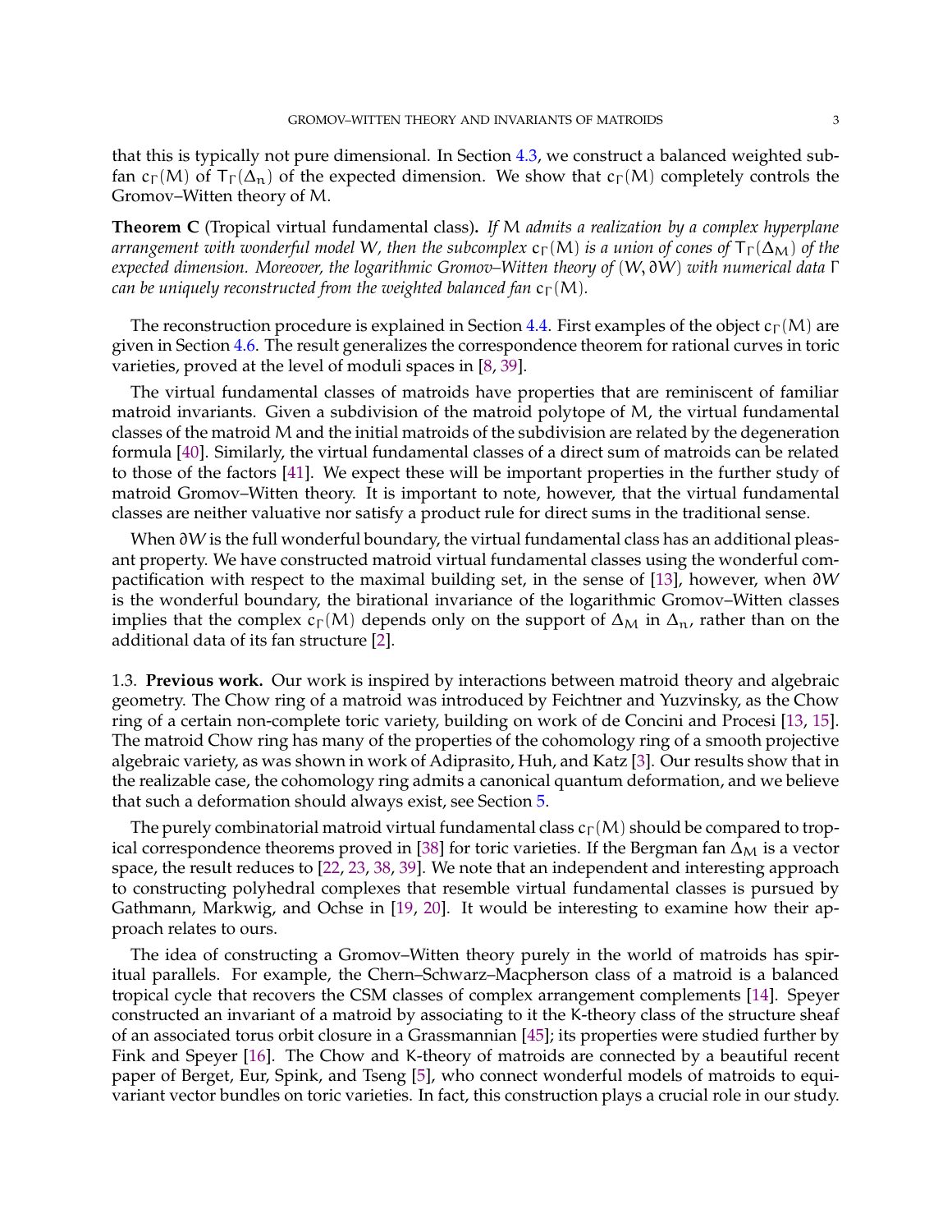that this is typically not pure dimensional. In Section 4.3, we construct a balanced weighted subfan $c_\Gamma(M)$ of $T_\Gamma(\Delta_n)$ of the expected dimension. We show that $c_\Gamma(M)$ completely controls the Gromov–Witten theory of $M$.

**Theorem C** (Tropical virtual fundamental class)**.** *If $M$ admits a realization by a complex hyperplane arrangement with wonderful model $W$, then the subcomplex $c_\Gamma(M)$ is a union of cones of $T_\Gamma(\Delta_M)$ of the expected dimension. Moreover, the logarithmic Gromov–Witten theory of $(W, \partial W)$ with numerical data $\Gamma$ can be uniquely reconstructed from the weighted balanced fan $c_\Gamma(M)$.*

The reconstruction procedure is explained in Section 4.4. First examples of the object $c_\Gamma(M)$ are given in Section 4.6. The result generalizes the correspondence theorem for rational curves in toric varieties, proved at the level of moduli spaces in [8, 39].

The virtual fundamental classes of matroids have properties that are reminiscent of familiar matroid invariants. Given a subdivision of the matroid polytope of $M$, the virtual fundamental classes of the matroid $M$ and the initial matroids of the subdivision are related by the degeneration formula [40]. Similarly, the virtual fundamental classes of a direct sum of matroids can be related to those of the factors [41]. We expect these will be important properties in the further study of matroid Gromov–Witten theory. It is important to note, however, that the virtual fundamental classes are neither valuative nor satisfy a product rule for direct sums in the traditional sense.

When $\partial W$ is the full wonderful boundary, the virtual fundamental class has an additional pleasant property. We have constructed matroid virtual fundamental classes using the wonderful compactification with respect to the maximal building set, in the sense of [13], however, when $\partial W$ is the wonderful boundary, the birational invariance of the logarithmic Gromov–Witten classes implies that the complex $c_\Gamma(M)$ depends only on the support of $\Delta_M$ in $\Delta_n$, rather than on the additional data of its fan structure [2].

### 1.3. Previous work.

Our work is inspired by interactions between matroid theory and algebraic geometry. The Chow ring of a matroid was introduced by Feichtner and Yuzvinsky, as the Chow ring of a certain non-complete toric variety, building on work of de Concini and Procesi [13, 15]. The matroid Chow ring has many of the properties of the cohomology ring of a smooth projective algebraic variety, as was shown in work of Adiprasito, Huh, and Katz [3]. Our results show that in the realizable case, the cohomology ring admits a canonical quantum deformation, and we believe that such a deformation should always exist, see Section 5.

The purely combinatorial matroid virtual fundamental class $c_\Gamma(M)$ should be compared to tropical correspondence theorems proved in [38] for toric varieties. If the Bergman fan $\Delta_M$ is a vector space, the result reduces to [22, 23, 38, 39]. We note that an independent and interesting approach to constructing polyhedral complexes that resemble virtual fundamental classes is pursued by Gathmann, Markwig, and Ochse in [19, 20]. It would be interesting to examine how their approach relates to ours.

The idea of constructing a Gromov–Witten theory purely in the world of matroids has spiritual parallels. For example, the Chern–Schwarz–Macpherson class of a matroid is a balanced tropical cycle that recovers the CSM classes of complex arrangement complements [14]. Speyer constructed an invariant of a matroid by associating to it the K-theory class of the structure sheaf of an associated torus orbit closure in a Grassmannian [45]; its properties were studied further by Fink and Speyer [16]. The Chow and K-theory of matroids are connected by a beautiful recent paper of Berget, Eur, Spink, and Tseng [5], who connect wonderful models of matroids to equivariant vector bundles on toric varieties. In fact, this construction plays a crucial role in our study.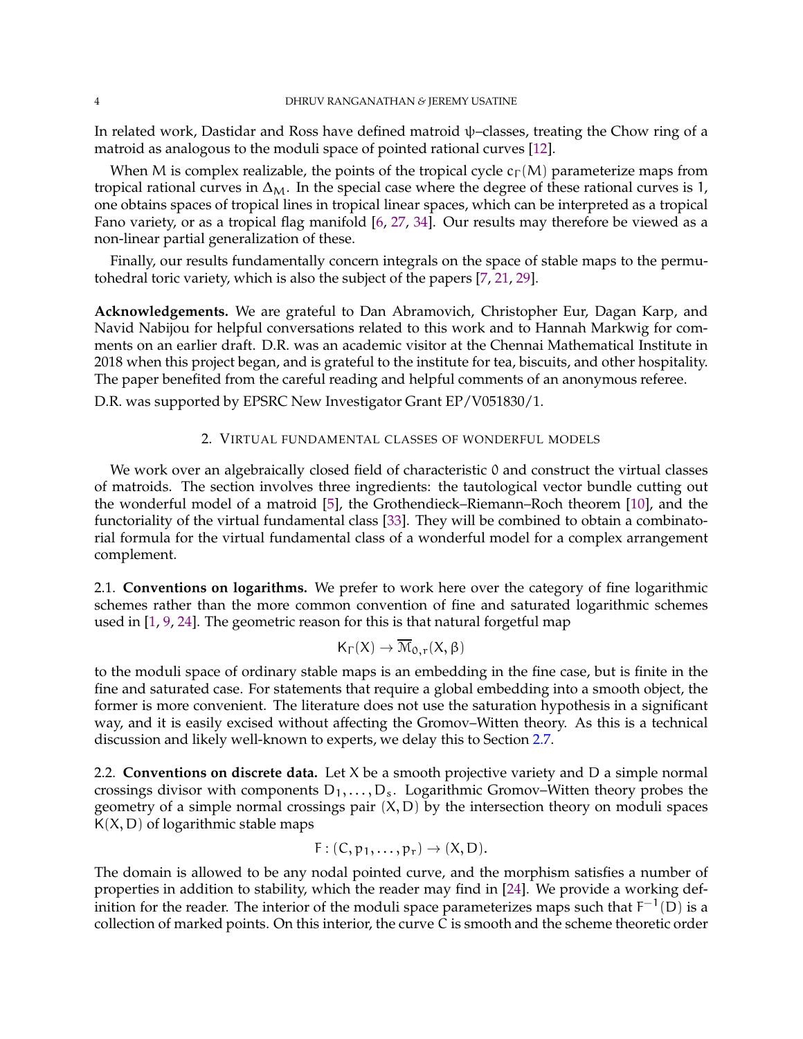In related work, Dastidar and Ross have defined matroid $\psi$–classes, treating the Chow ring of a matroid as analogous to the moduli space of pointed rational curves [12].

When $M$ is complex realizable, the points of the tropical cycle $c_\Gamma(M)$ parameterize maps from tropical rational curves in $\Delta_M$. In the special case where the degree of these rational curves is 1, one obtains spaces of tropical lines in tropical linear spaces, which can be interpreted as a tropical Fano variety, or as a tropical flag manifold [6, 27, 34]. Our results may therefore be viewed as a non-linear partial generalization of these.

Finally, our results fundamentally concern integrals on the space of stable maps to the permutohedral toric variety, which is also the subject of the papers [7, 21, 29].

**Acknowledgements.** We are grateful to Dan Abramovich, Christopher Eur, Dagan Karp, and Navid Nabijou for helpful conversations related to this work and to Hannah Markwig for comments on an earlier draft. D.R. was an academic visitor at the Chennai Mathematical Institute in 2018 when this project began, and is grateful to the institute for tea, biscuits, and other hospitality. The paper benefited from the careful reading and helpful comments of an anonymous referee.

D.R. was supported by EPSRC New Investigator Grant EP/V051830/1.

## 2. Virtual fundamental classes of wonderful models

We work over an algebraically closed field of characteristic 0 and construct the virtual classes of matroids. The section involves three ingredients: the tautological vector bundle cutting out the wonderful model of a matroid [5], the Grothendieck–Riemann–Roch theorem [10], and the functoriality of the virtual fundamental class [33]. They will be combined to obtain a combinatorial formula for the virtual fundamental class of a wonderful model for a complex arrangement complement.

2.1. **Conventions on logarithms.** We prefer to work here over the category of fine logarithmic schemes rather than the more common convention of fine and saturated logarithmic schemes used in [1, 9, 24]. The geometric reason for this is that natural forgetful map

$$K_\Gamma(X) \to \overline{\mathcal{M}}_{0,r}(X, \beta)$$

to the moduli space of ordinary stable maps is an embedding in the fine case, but is finite in the fine and saturated case. For statements that require a global embedding into a smooth object, the former is more convenient. The literature does not use the saturation hypothesis in a significant way, and it is easily excised without affecting the Gromov–Witten theory. As this is a technical discussion and likely well-known to experts, we delay this to Section 2.7.

2.2. **Conventions on discrete data.** Let $X$ be a smooth projective variety and $D$ a simple normal crossings divisor with components $D_1, \ldots, D_s$. Logarithmic Gromov–Witten theory probes the geometry of a simple normal crossings pair $(X, D)$ by the intersection theory on moduli spaces $K(X, D)$ of logarithmic stable maps

$$F : (C, p_1, \ldots, p_r) \to (X, D).$$

The domain is allowed to be any nodal pointed curve, and the morphism satisfies a number of properties in addition to stability, which the reader may find in [24]. We provide a working definition for the reader. The interior of the moduli space parameterizes maps such that $F^{-1}(D)$ is a collection of marked points. On this interior, the curve $C$ is smooth and the scheme theoretic order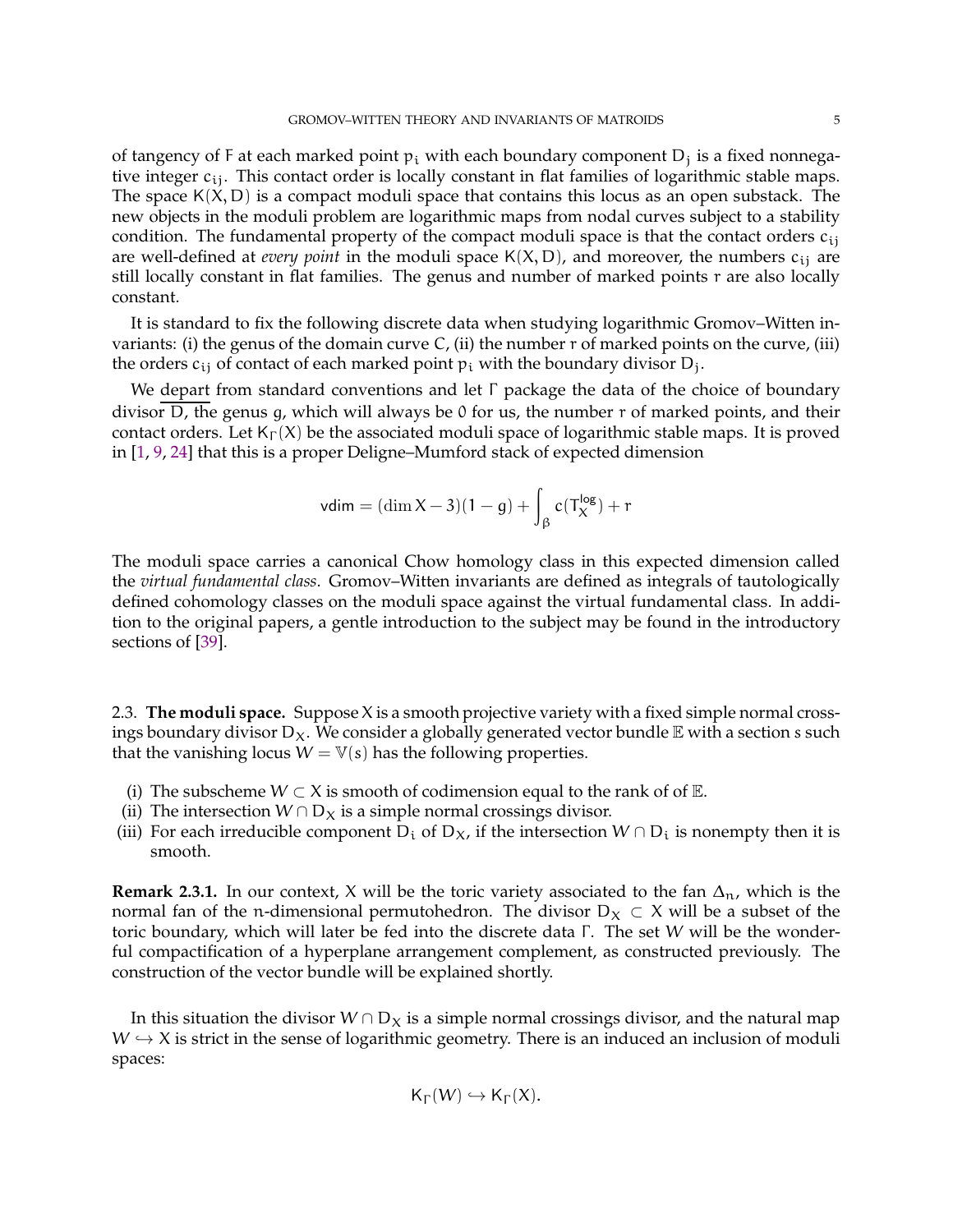of tangency of $F$ at each marked point $p_i$ with each boundary component $D_j$ is a fixed nonnegative integer $c_{ij}$. This contact order is locally constant in flat families of logarithmic stable maps. The space $K(X, D)$ is a compact moduli space that contains this locus as an open substack. The new objects in the moduli problem are logarithmic maps from nodal curves subject to a stability condition. The fundamental property of the compact moduli space is that the contact orders $c_{ij}$ are well-defined at *every point* in the moduli space $K(X, D)$, and moreover, the numbers $c_{ij}$ are still locally constant in flat families. The genus and number of marked points $r$ are also locally constant.

It is standard to fix the following discrete data when studying logarithmic Gromov–Witten invariants: (i) the genus of the domain curve $C$, (ii) the number $r$ of marked points on the curve, (iii) the orders $c_{ij}$ of contact of each marked point $p_i$ with the boundary divisor $D_j$.

We depart from standard conventions and let $\Gamma$ package the data of the choice of boundary divisor $D$, the genus $g$, which will always be $0$ for us, the number $r$ of marked points, and their contact orders. Let $K_\Gamma(X)$ be the associated moduli space of logarithmic stable maps. It is proved in [1, 9, 24] that this is a proper Deligne–Mumford stack of expected dimension

$$\mathsf{vdim} = (\dim X - 3)(1 - g) + \int_\beta c(T_X^{\log}) + r$$

The moduli space carries a canonical Chow homology class in this expected dimension called the *virtual fundamental class*. Gromov–Witten invariants are defined as integrals of tautologically defined cohomology classes on the moduli space against the virtual fundamental class. In addition to the original papers, a gentle introduction to the subject may be found in the introductory sections of [39].

## 2.3. The moduli space.

Suppose $X$ is a smooth projective variety with a fixed simple normal crossings boundary divisor $D_X$. We consider a globally generated vector bundle $\mathbb{E}$ with a section $s$ such that the vanishing locus $W = \mathbb{V}(s)$ has the following properties.

(i) The subscheme $W \subset X$ is smooth of codimension equal to the rank of of $\mathbb{E}$.
(ii) The intersection $W \cap D_X$ is a simple normal crossings divisor.
(iii) For each irreducible component $D_i$ of $D_X$, if the intersection $W \cap D_i$ is nonempty then it is smooth.

**Remark 2.3.1.** In our context, $X$ will be the toric variety associated to the fan $\Delta_n$, which is the normal fan of the $n$-dimensional permutohedron. The divisor $D_X \subset X$ will be a subset of the toric boundary, which will later be fed into the discrete data $\Gamma$. The set $W$ will be the wonderful compactification of a hyperplane arrangement complement, as constructed previously. The construction of the vector bundle will be explained shortly.

In this situation the divisor $W \cap D_X$ is a simple normal crossings divisor, and the natural map $W \hookrightarrow X$ is strict in the sense of logarithmic geometry. There is an induced an inclusion of moduli spaces:

$$K_\Gamma(W) \hookrightarrow K_\Gamma(X).$$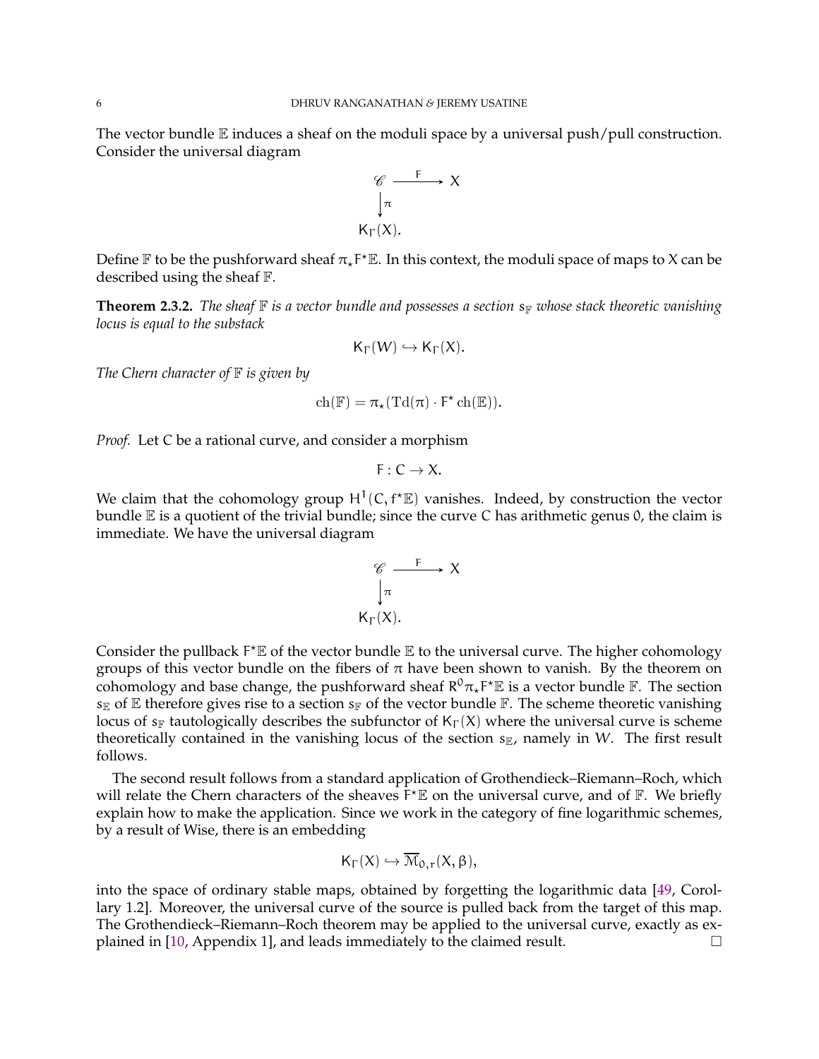The vector bundle $\mathbb{E}$ induces a sheaf on the moduli space by a universal push/pull construction. Consider the universal diagram

$$
\begin{array}{ccc}
\mathscr{C} & \xrightarrow{F} & X \\
\downarrow{\scriptstyle \pi} & & \\
\mathsf{K}_\Gamma(X). & &
\end{array}
$$

Define $\mathbb{F}$ to be the pushforward sheaf $\pi_\star F^\star \mathbb{E}$. In this context, the moduli space of maps to $X$ can be described using the sheaf $\mathbb{F}$.

**Theorem 2.3.2.** *The sheaf $\mathbb{F}$ is a vector bundle and possesses a section $s_{\mathbb{F}}$ whose stack theoretic vanishing locus is equal to the substack*

$$\mathsf{K}_\Gamma(W) \hookrightarrow \mathsf{K}_\Gamma(X).$$

*The Chern character of $\mathbb{F}$ is given by*

$$\mathrm{ch}(\mathbb{F}) = \pi_\star(\mathrm{Td}(\pi) \cdot F^\star \mathrm{ch}(\mathbb{E})).$$

*Proof.* Let $C$ be a rational curve, and consider a morphism

$$F : C \to X.$$

We claim that the cohomology group $H^1(C, f^\star \mathbb{E})$ vanishes. Indeed, by construction the vector bundle $\mathbb{E}$ is a quotient of the trivial bundle; since the curve $C$ has arithmetic genus $0$, the claim is immediate. We have the universal diagram

$$
\begin{array}{ccc}
\mathscr{C} & \xrightarrow{F} & X \\
\downarrow{\scriptstyle \pi} & & \\
\mathsf{K}_\Gamma(X). & &
\end{array}
$$

Consider the pullback $F^\star \mathbb{E}$ of the vector bundle $\mathbb{E}$ to the universal curve. The higher cohomology groups of this vector bundle on the fibers of $\pi$ have been shown to vanish. By the theorem on cohomology and base change, the pushforward sheaf $R^0 \pi_\star F^\star \mathbb{E}$ is a vector bundle $\mathbb{F}$. The section $s_{\mathbb{E}}$ of $\mathbb{E}$ therefore gives rise to a section $s_{\mathbb{F}}$ of the vector bundle $\mathbb{F}$. The scheme theoretic vanishing locus of $s_{\mathbb{F}}$ tautologically describes the subfunctor of $\mathsf{K}_\Gamma(X)$ where the universal curve is scheme theoretically contained in the vanishing locus of the section $s_{\mathbb{E}}$, namely in $W$. The first result follows.

The second result follows from a standard application of Grothendieck–Riemann–Roch, which will relate the Chern characters of the sheaves $F^\star \mathbb{E}$ on the universal curve, and of $\mathbb{F}$. We briefly explain how to make the application. Since we work in the category of fine logarithmic schemes, by a result of Wise, there is an embedding

$$\mathsf{K}_\Gamma(X) \hookrightarrow \overline{\mathcal{M}}_{0,r}(X, \beta),$$

into the space of ordinary stable maps, obtained by forgetting the logarithmic data [49, Corollary 1.2]. Moreover, the universal curve of the source is pulled back from the target of this map. The Grothendieck–Riemann–Roch theorem may be applied to the universal curve, exactly as explained in [10, Appendix 1], and leads immediately to the claimed result. $\square$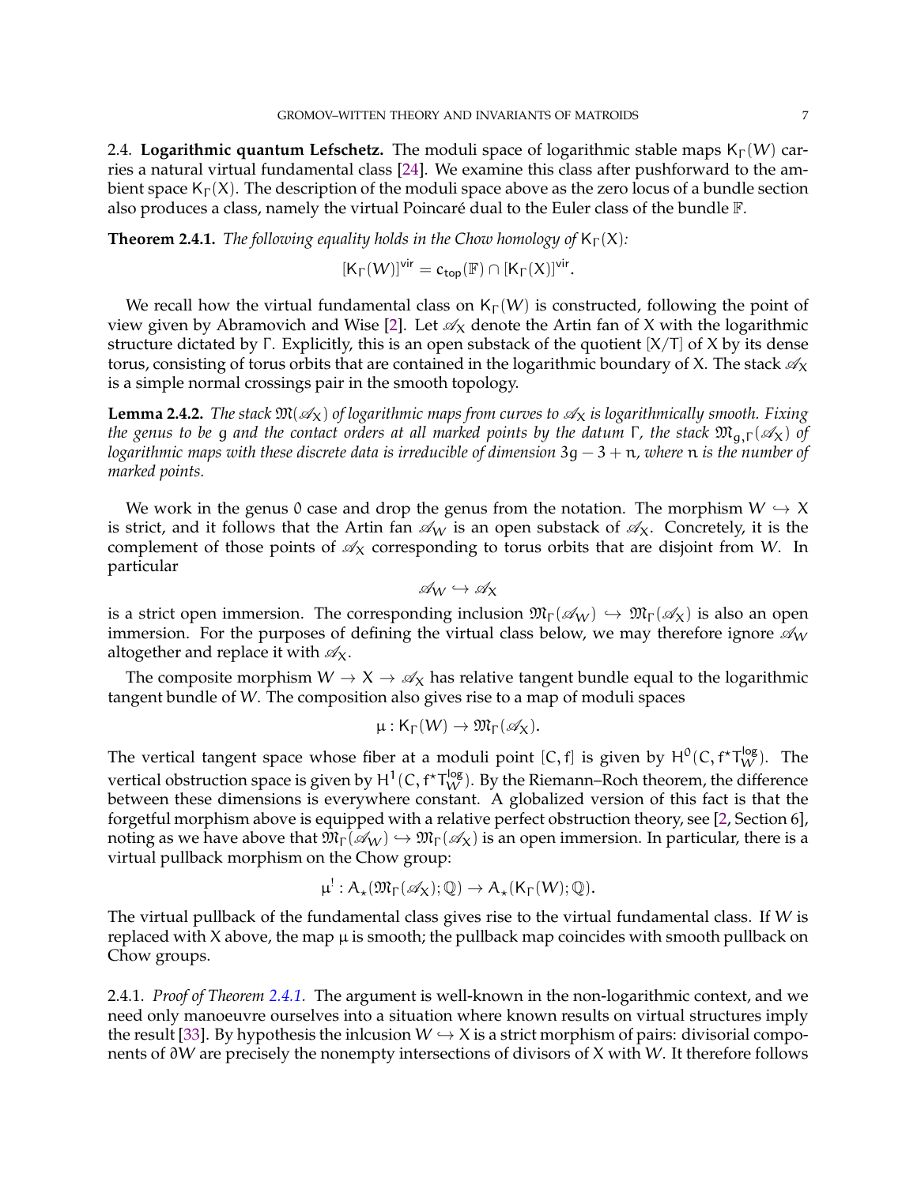2.4. **Logarithmic quantum Lefschetz.** The moduli space of logarithmic stable maps $\mathsf{K}_\Gamma(W)$ carries a natural virtual fundamental class [24]. We examine this class after pushforward to the ambient space $\mathsf{K}_\Gamma(X)$. The description of the moduli space above as the zero locus of a bundle section also produces a class, namely the virtual Poincaré dual to the Euler class of the bundle $\mathbb{F}$.

**Theorem 2.4.1.** *The following equality holds in the Chow homology of* $\mathsf{K}_\Gamma(X)$*:*

$$[\mathsf{K}_\Gamma(W)]^{\mathsf{vir}} = c_{\mathsf{top}}(\mathbb{F}) \cap [\mathsf{K}_\Gamma(X)]^{\mathsf{vir}}.$$

We recall how the virtual fundamental class on $\mathsf{K}_\Gamma(W)$ is constructed, following the point of view given by Abramovich and Wise [2]. Let $\mathscr{A}_X$ denote the Artin fan of $X$ with the logarithmic structure dictated by $\Gamma$. Explicitly, this is an open substack of the quotient $[X/T]$ of $X$ by its dense torus, consisting of torus orbits that are contained in the logarithmic boundary of $X$. The stack $\mathscr{A}_X$ is a simple normal crossings pair in the smooth topology.

**Lemma 2.4.2.** *The stack $\mathfrak{M}(\mathscr{A}_X)$ of logarithmic maps from curves to $\mathscr{A}_X$ is logarithmically smooth. Fixing the genus to be $g$ and the contact orders at all marked points by the datum $\Gamma$, the stack $\mathfrak{M}_{g,\Gamma}(\mathscr{A}_X)$ of logarithmic maps with these discrete data is irreducible of dimension $3g-3+n$, where $n$ is the number of marked points.*

We work in the genus 0 case and drop the genus from the notation. The morphism $W \hookrightarrow X$ is strict, and it follows that the Artin fan $\mathscr{A}_W$ is an open substack of $\mathscr{A}_X$. Concretely, it is the complement of those points of $\mathscr{A}_X$ corresponding to torus orbits that are disjoint from $W$. In particular

$$\mathscr{A}_W \hookrightarrow \mathscr{A}_X$$

is a strict open immersion. The corresponding inclusion $\mathfrak{M}_\Gamma(\mathscr{A}_W) \hookrightarrow \mathfrak{M}_\Gamma(\mathscr{A}_X)$ is also an open immersion. For the purposes of defining the virtual class below, we may therefore ignore $\mathscr{A}_W$ altogether and replace it with $\mathscr{A}_X$.

The composite morphism $W \to X \to \mathscr{A}_X$ has relative tangent bundle equal to the logarithmic tangent bundle of $W$. The composition also gives rise to a map of moduli spaces

$$\mu : \mathsf{K}_\Gamma(W) \to \mathfrak{M}_\Gamma(\mathscr{A}_X).$$

The vertical tangent space whose fiber at a moduli point $[C, f]$ is given by $H^0(C, f^\star T_W^{\mathsf{log}})$. The vertical obstruction space is given by $H^1(C, f^\star T_W^{\mathsf{log}})$. By the Riemann–Roch theorem, the difference between these dimensions is everywhere constant. A globalized version of this fact is that the forgetful morphism above is equipped with a relative perfect obstruction theory, see [2, Section 6], noting as we have above that $\mathfrak{M}_\Gamma(\mathscr{A}_W) \hookrightarrow \mathfrak{M}_\Gamma(\mathscr{A}_X)$ is an open immersion. In particular, there is a virtual pullback morphism on the Chow group:

$$\mu^! : A_\star(\mathfrak{M}_\Gamma(\mathscr{A}_X); \mathbb{Q}) \to A_\star(\mathsf{K}_\Gamma(W); \mathbb{Q}).$$

The virtual pullback of the fundamental class gives rise to the virtual fundamental class. If $W$ is replaced with $X$ above, the map $\mu$ is smooth; the pullback map coincides with smooth pullback on Chow groups.

2.4.1. *Proof of Theorem 2.4.1.* The argument is well-known in the non-logarithmic context, and we need only manoeuvre ourselves into a situation where known results on virtual structures imply the result [33]. By hypothesis the inlcusion $W \hookrightarrow X$ is a strict morphism of pairs: divisorial components of $\partial W$ are precisely the nonempty intersections of divisors of $X$ with $W$. It therefore follows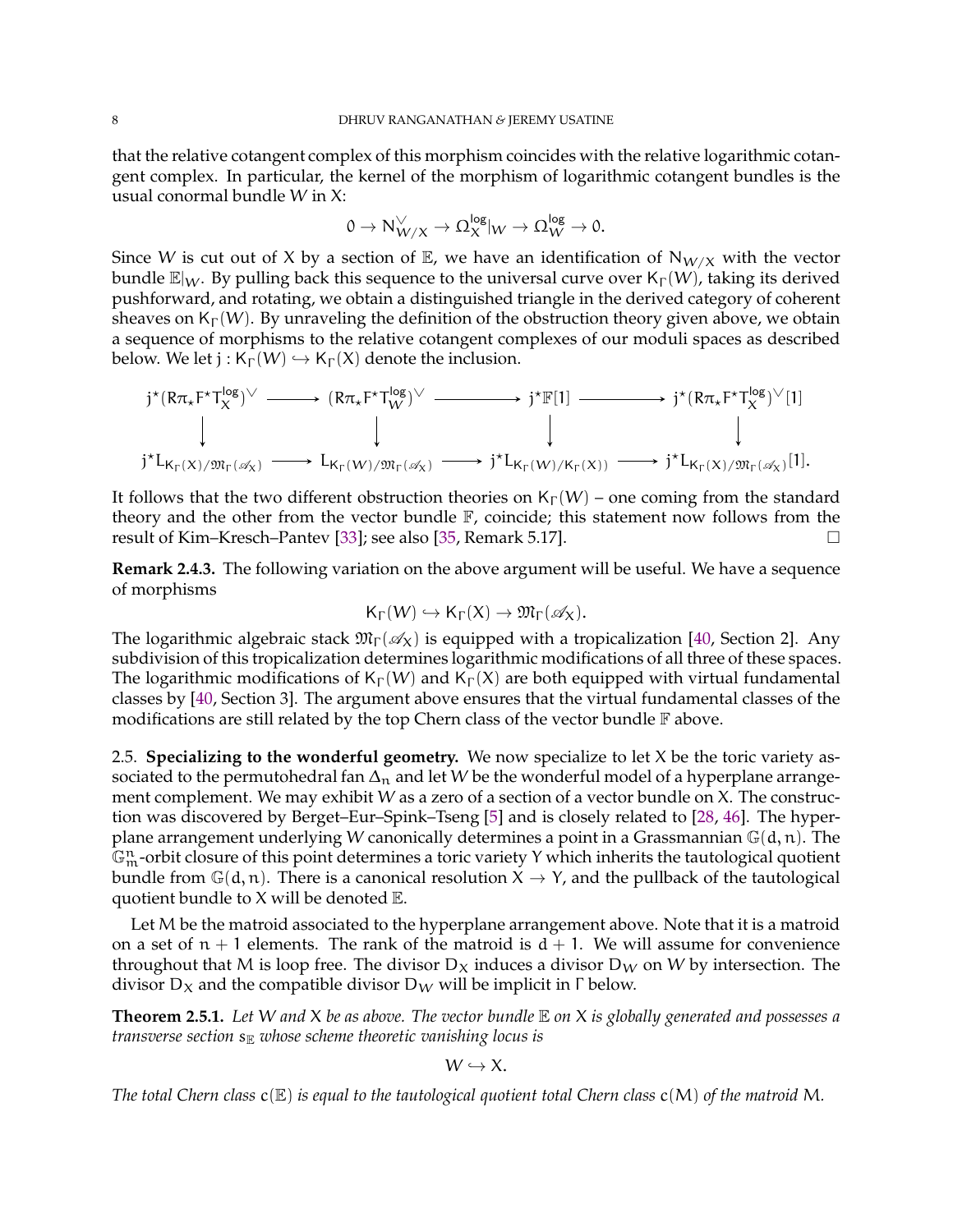that the relative cotangent complex of this morphism coincides with the relative logarithmic cotangent complex. In particular, the kernel of the morphism of logarithmic cotangent bundles is the usual conormal bundle $W$ in $X$:

$$0 \to N_{W/X}^{\vee} \to \Omega_X^{\log}|_W \to \Omega_W^{\log} \to 0.$$

Since $W$ is cut out of $X$ by a section of $\mathbb{E}$, we have an identification of $N_{W/X}$ with the vector bundle $\mathbb{E}|_W$. By pulling back this sequence to the universal curve over $K_\Gamma(W)$, taking its derived pushforward, and rotating, we obtain a distinguished triangle in the derived category of coherent sheaves on $K_\Gamma(W)$. By unraveling the definition of the obstruction theory given above, we obtain a sequence of morphisms to the relative cotangent complexes of our moduli spaces as described below. We let $j : K_\Gamma(W) \hookrightarrow K_\Gamma(X)$ denote the inclusion.

$$\begin{array}{ccccccc}
j^\star(R\pi_\star F^\star T_X^{\log})^\vee & \longrightarrow & (R\pi_\star F^\star T_W^{\log})^\vee & \longrightarrow & j^\star \mathbb{F}[1] & \longrightarrow & j^\star(R\pi_\star F^\star T_X^{\log})^\vee[1] \\
\downarrow & & \downarrow & & \downarrow & & \downarrow \\
j^\star L_{K_\Gamma(X)/\mathfrak{M}_\Gamma(\mathscr{A}_X)} & \longrightarrow & L_{K_\Gamma(W)/\mathfrak{M}_\Gamma(\mathscr{A}_X)} & \longrightarrow & j^\star L_{K_\Gamma(W)/K_\Gamma(X))} & \longrightarrow & j^\star L_{K_\Gamma(X)/\mathfrak{M}_\Gamma(\mathscr{A}_X)}[1].
\end{array}$$

It follows that the two different obstruction theories on $K_\Gamma(W)$ – one coming from the standard theory and the other from the vector bundle $\mathbb{F}$, coincide; this statement now follows from the result of Kim–Kresch–Pantev [33]; see also [35, Remark 5.17]. □

**Remark 2.4.3.** The following variation on the above argument will be useful. We have a sequence of morphisms

$$K_\Gamma(W) \hookrightarrow K_\Gamma(X) \to \mathfrak{M}_\Gamma(\mathscr{A}_X).$$

The logarithmic algebraic stack $\mathfrak{M}_\Gamma(\mathscr{A}_X)$ is equipped with a tropicalization [40, Section 2]. Any subdivision of this tropicalization determines logarithmic modifications of all three of these spaces. The logarithmic modifications of $K_\Gamma(W)$ and $K_\Gamma(X)$ are both equipped with virtual fundamental classes by [40, Section 3]. The argument above ensures that the virtual fundamental classes of the modifications are still related by the top Chern class of the vector bundle $\mathbb{F}$ above.

2.5. **Specializing to the wonderful geometry.** We now specialize to let $X$ be the toric variety associated to the permutohedral fan $\Delta_n$ and let $W$ be the wonderful model of a hyperplane arrangement complement. We may exhibit $W$ as a zero of a section of a vector bundle on $X$. The construction was discovered by Berget–Eur–Spink–Tseng [5] and is closely related to [28, 46]. The hyperplane arrangement underlying $W$ canonically determines a point in a Grassmannian $\mathbb{G}(d, n)$. The $\mathbb{G}_m^n$-orbit closure of this point determines a toric variety $Y$ which inherits the tautological quotient bundle from $\mathbb{G}(d, n)$. There is a canonical resolution $X \to Y$, and the pullback of the tautological quotient bundle to $X$ will be denoted $\mathbb{E}$.

Let $M$ be the matroid associated to the hyperplane arrangement above. Note that it is a matroid on a set of $n + 1$ elements. The rank of the matroid is $d + 1$. We will assume for convenience throughout that $M$ is loop free. The divisor $D_X$ induces a divisor $D_W$ on $W$ by intersection. The divisor $D_X$ and the compatible divisor $D_W$ will be implicit in $\Gamma$ below.

**Theorem 2.5.1.** *Let $W$ and $X$ be as above. The vector bundle $\mathbb{E}$ on $X$ is globally generated and possesses a transverse section $s_\mathbb{E}$ whose scheme theoretic vanishing locus is*

$$W \hookrightarrow X.$$

*The total Chern class $c(\mathbb{E})$ is equal to the tautological quotient total Chern class $c(M)$ of the matroid $M$.*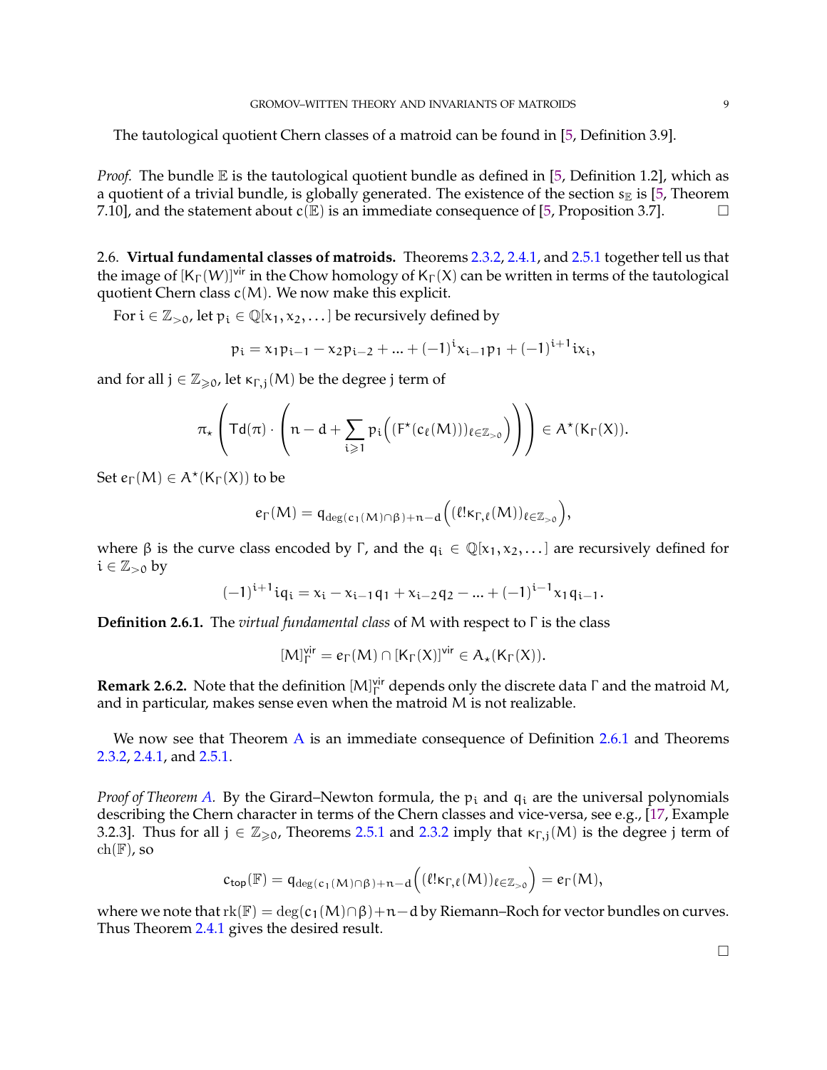The tautological quotient Chern classes of a matroid can be found in [5, Definition 3.9].

*Proof.* The bundle $\mathbb{E}$ is the tautological quotient bundle as defined in [5, Definition 1.2], which as a quotient of a trivial bundle, is globally generated. The existence of the section $s_{\mathbb{E}}$ is [5, Theorem 7.10], and the statement about $c(\mathbb{E})$ is an immediate consequence of [5, Proposition 3.7]. □

2.6. **Virtual fundamental classes of matroids.** Theorems 2.3.2, 2.4.1, and 2.5.1 together tell us that the image of $[K_\Gamma(W)]^{\mathrm{vir}}$ in the Chow homology of $K_\Gamma(X)$ can be written in terms of the tautological quotient Chern class $c(M)$. We now make this explicit.

For $i \in \mathbb{Z}_{>0}$, let $p_i \in \mathbb{Q}[x_1, x_2, \dots]$ be recursively defined by

$$p_i = x_1 p_{i-1} - x_2 p_{i-2} + \dots + (-1)^i x_{i-1} p_1 + (-1)^{i+1} i x_i,$$

and for all $j \in \mathbb{Z}_{\geqslant 0}$, let $\kappa_{\Gamma,j}(M)$ be the degree $j$ term of

$$\pi_\star \left( \mathrm{Td}(\pi) \cdot \left( n - d + \sum_{i \geqslant 1} p_i \Big( (F^\star(c_\ell(M)))_{\ell \in \mathbb{Z}_{>0}} \Big) \right) \right) \in A^\star(K_\Gamma(X)).$$

Set $e_\Gamma(M) \in A^\star(K_\Gamma(X))$ to be

$$e_\Gamma(M) = q_{\deg(c_1(M) \cap \beta) + n - d} \Big( (\ell! \kappa_{\Gamma,\ell}(M))_{\ell \in \mathbb{Z}_{>0}} \Big),$$

where $\beta$ is the curve class encoded by $\Gamma$, and the $q_i \in \mathbb{Q}[x_1, x_2, \dots]$ are recursively defined for $i \in \mathbb{Z}_{>0}$ by

$$(-1)^{i+1} i q_i = x_i - x_{i-1} q_1 + x_{i-2} q_2 - \dots + (-1)^{i-1} x_1 q_{i-1}.$$

**Definition 2.6.1.** The *virtual fundamental class* of $M$ with respect to $\Gamma$ is the class

$$[M]^{\mathrm{vir}}_\Gamma = e_\Gamma(M) \cap [K_\Gamma(X)]^{\mathrm{vir}} \in A_\star(K_\Gamma(X)).$$

**Remark 2.6.2.** Note that the definition $[M]^{\mathrm{vir}}_\Gamma$ depends only the discrete data $\Gamma$ and the matroid $M$, and in particular, makes sense even when the matroid $M$ is not realizable.

We now see that Theorem A is an immediate consequence of Definition 2.6.1 and Theorems 2.3.2, 2.4.1, and 2.5.1.

*Proof of Theorem A.* By the Girard–Newton formula, the $p_i$ and $q_i$ are the universal polynomials describing the Chern character in terms of the Chern classes and vice-versa, see e.g., [17, Example 3.2.3]. Thus for all $j \in \mathbb{Z}_{\geqslant 0}$, Theorems 2.5.1 and 2.3.2 imply that $\kappa_{\Gamma,j}(M)$ is the degree $j$ term of $\mathrm{ch}(\mathbb{F})$, so

$$c_{\mathrm{top}}(\mathbb{F}) = q_{\deg(c_1(M) \cap \beta) + n - d} \Big( (\ell! \kappa_{\Gamma,\ell}(M))_{\ell \in \mathbb{Z}_{>0}} \Big) = e_\Gamma(M),$$

where we note that $\mathrm{rk}(\mathbb{F}) = \deg(c_1(M) \cap \beta) + n - d$ by Riemann–Roch for vector bundles on curves. Thus Theorem 2.4.1 gives the desired result.

□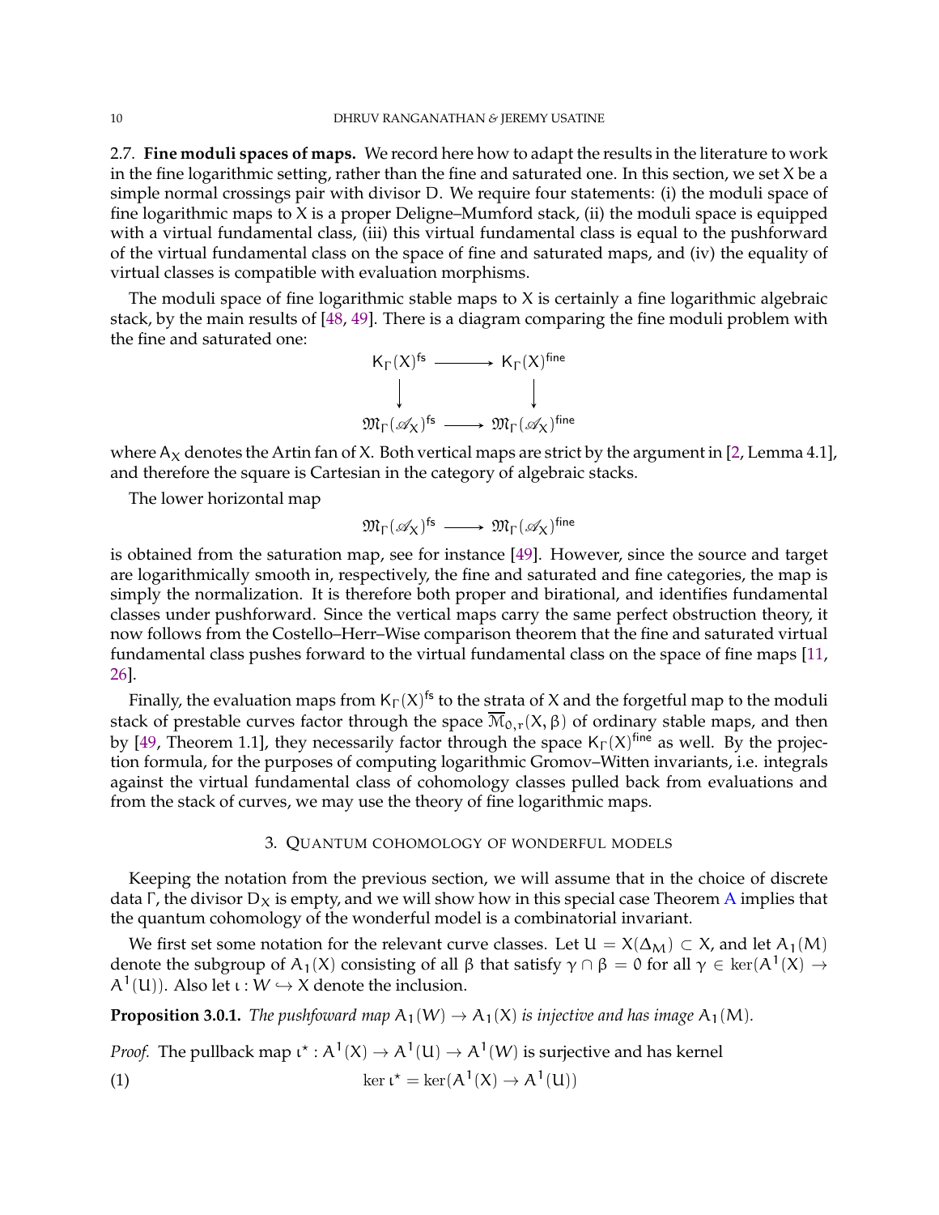2.7. **Fine moduli spaces of maps.** We record here how to adapt the results in the literature to work in the fine logarithmic setting, rather than the fine and saturated one. In this section, we set $X$ be a simple normal crossings pair with divisor $D$. We require four statements: (i) the moduli space of fine logarithmic maps to $X$ is a proper Deligne–Mumford stack, (ii) the moduli space is equipped with a virtual fundamental class, (iii) this virtual fundamental class is equal to the pushforward of the virtual fundamental class on the space of fine and saturated maps, and (iv) the equality of virtual classes is compatible with evaluation morphisms.

The moduli space of fine logarithmic stable maps to $X$ is certainly a fine logarithmic algebraic stack, by the main results of [48, 49]. There is a diagram comparing the fine moduli problem with the fine and saturated one:

$$\begin{array}{ccc} \mathsf{K}_\Gamma(X)^{\mathsf{fs}} & \longrightarrow & \mathsf{K}_\Gamma(X)^{\mathsf{fine}} \\ \downarrow & & \downarrow \\ \mathfrak{M}_\Gamma(\mathscr{A}_X)^{\mathsf{fs}} & \longrightarrow & \mathfrak{M}_\Gamma(\mathscr{A}_X)^{\mathsf{fine}} \end{array}$$

where $A_X$ denotes the Artin fan of $X$. Both vertical maps are strict by the argument in [2, Lemma 4.1], and therefore the square is Cartesian in the category of algebraic stacks.

The lower horizontal map

$$\mathfrak{M}_\Gamma(\mathscr{A}_X)^{\mathsf{fs}} \longrightarrow \mathfrak{M}_\Gamma(\mathscr{A}_X)^{\mathsf{fine}}$$

is obtained from the saturation map, see for instance [49]. However, since the source and target are logarithmically smooth in, respectively, the fine and saturated and fine categories, the map is simply the normalization. It is therefore both proper and birational, and identifies fundamental classes under pushforward. Since the vertical maps carry the same perfect obstruction theory, it now follows from the Costello–Herr–Wise comparison theorem that the fine and saturated virtual fundamental class pushes forward to the virtual fundamental class on the space of fine maps [11, 26].

Finally, the evaluation maps from $\mathsf{K}_\Gamma(X)^{\mathsf{fs}}$ to the strata of $X$ and the forgetful map to the moduli stack of prestable curves factor through the space $\overline{\mathcal{M}}_{0,r}(X,\beta)$ of ordinary stable maps, and then by [49, Theorem 1.1], they necessarily factor through the space $\mathsf{K}_\Gamma(X)^{\mathsf{fine}}$ as well. By the projection formula, for the purposes of computing logarithmic Gromov–Witten invariants, i.e. integrals against the virtual fundamental class of cohomology classes pulled back from evaluations and from the stack of curves, we may use the theory of fine logarithmic maps.

## 3. Quantum cohomology of wonderful models

Keeping the notation from the previous section, we will assume that in the choice of discrete data $\Gamma$, the divisor $D_X$ is empty, and we will show how in this special case Theorem A implies that the quantum cohomology of the wonderful model is a combinatorial invariant.

We first set some notation for the relevant curve classes. Let $U = X(\Delta_M) \subset X$, and let $A_1(M)$ denote the subgroup of $A_1(X)$ consisting of all $\beta$ that satisfy $\gamma \cap \beta = 0$ for all $\gamma \in \ker(A^1(X) \to A^1(U))$. Also let $\iota : W \hookrightarrow X$ denote the inclusion.

**Proposition 3.0.1.** *The pushfoward map $A_1(W) \to A_1(X)$ is injective and has image $A_1(M)$.*

*Proof.* The pullback map $\iota^\star : A^1(X) \to A^1(U) \to A^1(W)$ is surjective and has kernel

$$\ker \iota^\star = \ker(A^1(X) \to A^1(U)) \tag{1}$$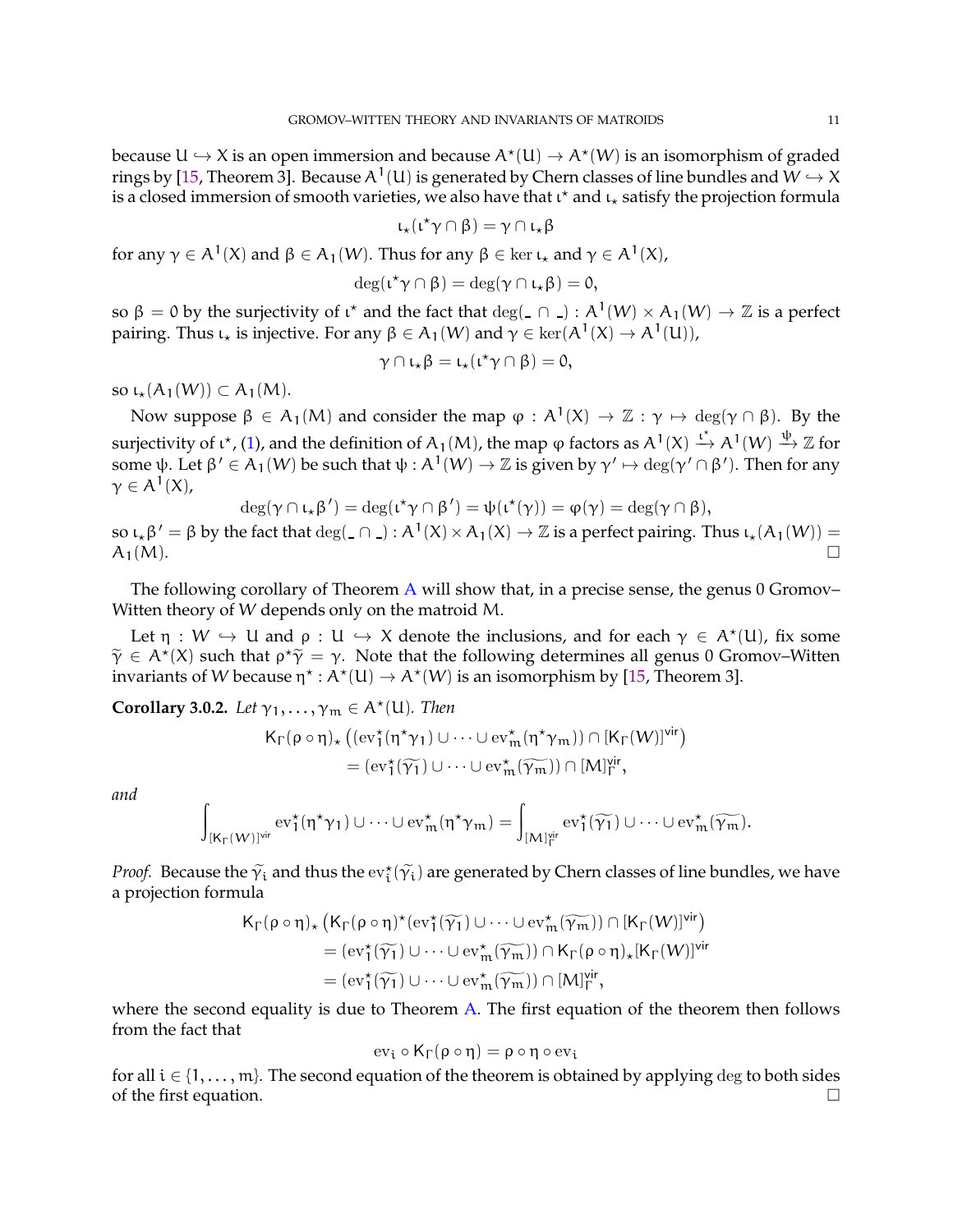because $U \hookrightarrow X$ is an open immersion and because $A^\star(U) \to A^\star(W)$ is an isomorphism of graded rings by [15, Theorem 3]. Because $A^1(U)$ is generated by Chern classes of line bundles and $W \hookrightarrow X$ is a closed immersion of smooth varieties, we also have that $\iota^\star$ and $\iota_\star$ satisfy the projection formula

$$\iota_\star(\iota^\star\gamma \cap \beta) = \gamma \cap \iota_\star\beta$$

for any $\gamma \in A^1(X)$ and $\beta \in A_1(W)$. Thus for any $\beta \in \ker \iota_\star$ and $\gamma \in A^1(X)$,

$$\deg(\iota^\star\gamma \cap \beta) = \deg(\gamma \cap \iota_\star\beta) = 0,$$

so $\beta = 0$ by the surjectivity of $\iota^\star$ and the fact that $\deg(\_ \cap \_) : A^1(W) \times A_1(W) \to \mathbb{Z}$ is a perfect pairing. Thus $\iota_\star$ is injective. For any $\beta \in A_1(W)$ and $\gamma \in \ker(A^1(X) \to A^1(U))$,

$$\gamma \cap \iota_\star\beta = \iota_\star(\iota^\star\gamma \cap \beta) = 0,$$

so $\iota_\star(A_1(W)) \subset A_1(M)$.

Now suppose $\beta \in A_1(M)$ and consider the map $\varphi : A^1(X) \to \mathbb{Z} : \gamma \mapsto \deg(\gamma \cap \beta)$. By the surjectivity of $\iota^\star$, (1), and the definition of $A_1(M)$, the map $\varphi$ factors as $A^1(X) \xrightarrow{\iota^\star} A^1(W) \xrightarrow{\psi} \mathbb{Z}$ for some $\psi$. Let $\beta' \in A_1(W)$ be such that $\psi : A^1(W) \to \mathbb{Z}$ is given by $\gamma' \mapsto \deg(\gamma' \cap \beta')$. Then for any $\gamma \in A^1(X)$,

$$\deg(\gamma \cap \iota_\star\beta') = \deg(\iota^\star\gamma \cap \beta') = \psi(\iota^\star(\gamma)) = \varphi(\gamma) = \deg(\gamma \cap \beta),$$

so $\iota_\star\beta' = \beta$ by the fact that $\deg(\_ \cap \_) : A^1(X) \times A_1(X) \to \mathbb{Z}$ is a perfect pairing. Thus $\iota_\star(A_1(W)) = A_1(M)$. □

The following corollary of Theorem A will show that, in a precise sense, the genus 0 Gromov–Witten theory of $W$ depends only on the matroid $M$.

Let $\eta : W \hookrightarrow U$ and $\rho : U \hookrightarrow X$ denote the inclusions, and for each $\gamma \in A^\star(U)$, fix some $\widetilde{\gamma} \in A^\star(X)$ such that $\rho^\star\widetilde{\gamma} = \gamma$. Note that the following determines all genus 0 Gromov–Witten invariants of $W$ because $\eta^\star : A^\star(U) \to A^\star(W)$ is an isomorphism by [15, Theorem 3].

**Corollary 3.0.2.** *Let $\gamma_1, \ldots, \gamma_m \in A^\star(U)$. Then*

$$\begin{aligned} K_\Gamma(\rho \circ \eta)_\star &\left((\mathrm{ev}_1^\star(\eta^\star\gamma_1) \cup \cdots \cup \mathrm{ev}_m^\star(\eta^\star\gamma_m)) \cap [K_\Gamma(W)]^{\mathrm{vir}}\right) \\ &= (\mathrm{ev}_1^\star(\widetilde{\gamma_1}) \cup \cdots \cup \mathrm{ev}_m^\star(\widetilde{\gamma_m})) \cap [M]_\Gamma^{\mathrm{vir}}, \end{aligned}$$

*and*

$$\int_{[K_\Gamma(W)]^{\mathrm{vir}}} \mathrm{ev}_1^\star(\eta^\star\gamma_1) \cup \cdots \cup \mathrm{ev}_m^\star(\eta^\star\gamma_m) = \int_{[M]_\Gamma^{\mathrm{vir}}} \mathrm{ev}_1^\star(\widetilde{\gamma_1}) \cup \cdots \cup \mathrm{ev}_m^\star(\widetilde{\gamma_m}).$$

*Proof.* Because the $\widetilde{\gamma}_i$ and thus the $\mathrm{ev}_i^\star(\widetilde{\gamma}_i)$ are generated by Chern classes of line bundles, we have a projection formula

$$\begin{aligned} K_\Gamma(\rho \circ \eta)_\star &\left(K_\Gamma(\rho \circ \eta)^\star(\mathrm{ev}_1^\star(\widetilde{\gamma_1}) \cup \cdots \cup \mathrm{ev}_m^\star(\widetilde{\gamma_m})) \cap [K_\Gamma(W)]^{\mathrm{vir}}\right) \\ &= (\mathrm{ev}_1^\star(\widetilde{\gamma_1}) \cup \cdots \cup \mathrm{ev}_m^\star(\widetilde{\gamma_m})) \cap K_\Gamma(\rho \circ \eta)_\star[K_\Gamma(W)]^{\mathrm{vir}} \\ &= (\mathrm{ev}_1^\star(\widetilde{\gamma_1}) \cup \cdots \cup \mathrm{ev}_m^\star(\widetilde{\gamma_m})) \cap [M]_\Gamma^{\mathrm{vir}}, \end{aligned}$$

where the second equality is due to Theorem A. The first equation of the theorem then follows from the fact that

$$\mathrm{ev}_i \circ K_\Gamma(\rho \circ \eta) = \rho \circ \eta \circ \mathrm{ev}_i$$

for all $i \in \{1, \ldots, m\}$. The second equation of the theorem is obtained by applying $\deg$ to both sides of the first equation. □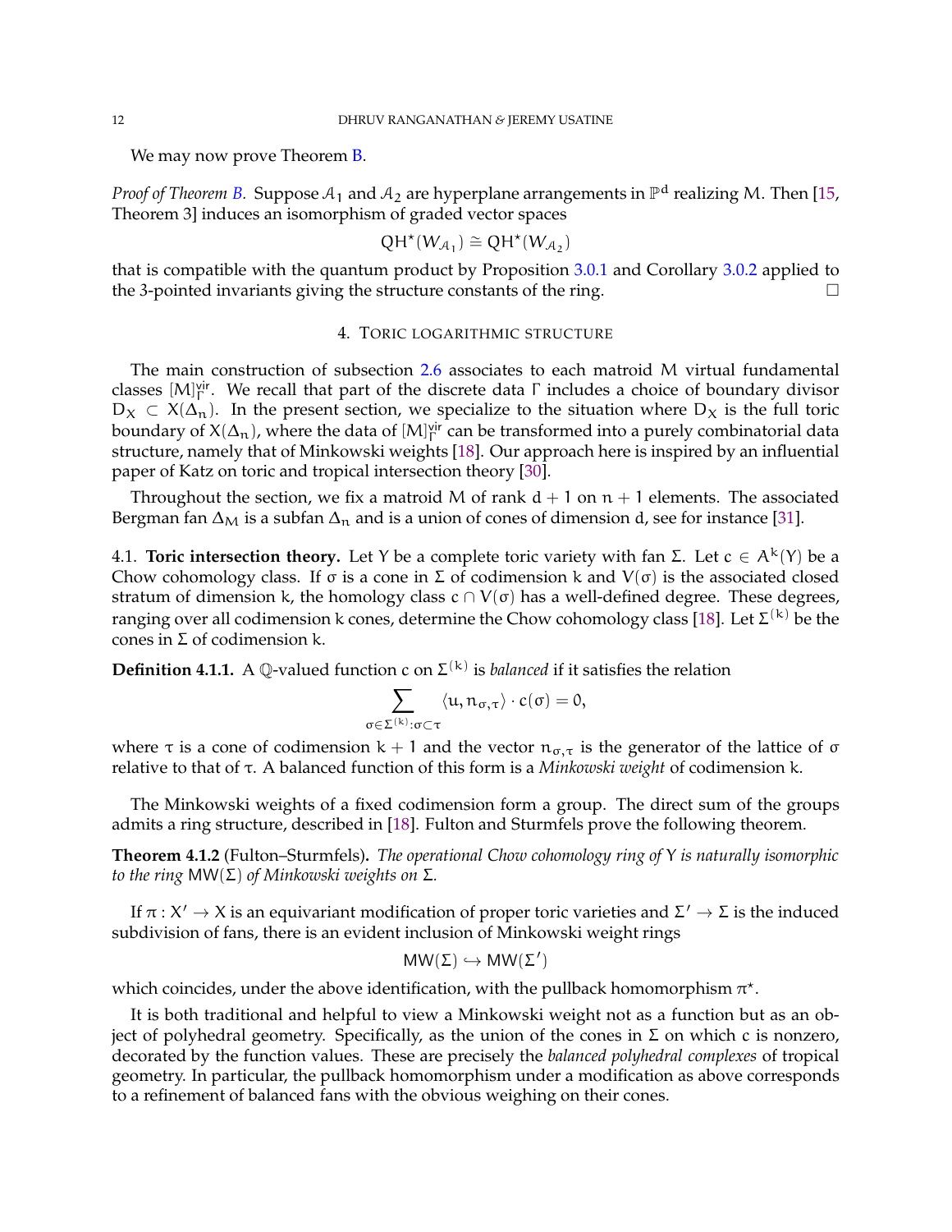We may now prove Theorem B.

*Proof of Theorem B.* Suppose $\mathcal{A}_1$ and $\mathcal{A}_2$ are hyperplane arrangements in $\mathbb{P}^d$ realizing M. Then [15, Theorem 3] induces an isomorphism of graded vector spaces

$$\mathsf{QH}^\star(W_{\mathcal{A}_1}) \cong \mathsf{QH}^\star(W_{\mathcal{A}_2})$$

that is compatible with the quantum product by Proposition 3.0.1 and Corollary 3.0.2 applied to the 3-pointed invariants giving the structure constants of the ring. □

## 4. Toric logarithmic structure

The main construction of subsection 2.6 associates to each matroid M virtual fundamental classes $[M]^{\mathsf{vir}}_\Gamma$. We recall that part of the discrete data $\Gamma$ includes a choice of boundary divisor $D_X \subset X(\Delta_n)$. In the present section, we specialize to the situation where $D_X$ is the full toric boundary of $X(\Delta_n)$, where the data of $[M]^{\mathsf{vir}}_\Gamma$ can be transformed into a purely combinatorial data structure, namely that of Minkowski weights [18]. Our approach here is inspired by an influential paper of Katz on toric and tropical intersection theory [30].

Throughout the section, we fix a matroid M of rank $d+1$ on $n+1$ elements. The associated Bergman fan $\Delta_M$ is a subfan $\Delta_n$ and is a union of cones of dimension d, see for instance [31].

### 4.1. Toric intersection theory.

Let Y be a complete toric variety with fan $\Sigma$. Let $c \in A^k(Y)$ be a Chow cohomology class. If $\sigma$ is a cone in $\Sigma$ of codimension k and $V(\sigma)$ is the associated closed stratum of dimension k, the homology class $c \cap V(\sigma)$ has a well-defined degree. These degrees, ranging over all codimension k cones, determine the Chow cohomology class [18]. Let $\Sigma^{(k)}$ be the cones in $\Sigma$ of codimension k.

**Definition 4.1.1.** A $\mathbb{Q}$-valued function c on $\Sigma^{(k)}$ is *balanced* if it satisfies the relation

$$\sum_{\sigma\in\Sigma^{(k)}:\sigma\subset\tau} \langle u, n_{\sigma,\tau}\rangle \cdot c(\sigma) = 0,$$

where $\tau$ is a cone of codimension $k+1$ and the vector $n_{\sigma,\tau}$ is the generator of the lattice of $\sigma$ relative to that of $\tau$. A balanced function of this form is a *Minkowski weight* of codimension k.

The Minkowski weights of a fixed codimension form a group. The direct sum of the groups admits a ring structure, described in [18]. Fulton and Sturmfels prove the following theorem.

**Theorem 4.1.2** (Fulton–Sturmfels). *The operational Chow cohomology ring of* Y *is naturally isomorphic to the ring* $\mathsf{MW}(\Sigma)$ *of Minkowski weights on* $\Sigma$.

If $\pi : X' \to X$ is an equivariant modification of proper toric varieties and $\Sigma' \to \Sigma$ is the induced subdivision of fans, there is an evident inclusion of Minkowski weight rings

$$\mathsf{MW}(\Sigma) \hookrightarrow \mathsf{MW}(\Sigma')$$

which coincides, under the above identification, with the pullback homomorphism $\pi^\star$.

It is both traditional and helpful to view a Minkowski weight not as a function but as an object of polyhedral geometry. Specifically, as the union of the cones in $\Sigma$ on which c is nonzero, decorated by the function values. These are precisely the *balanced polyhedral complexes* of tropical geometry. In particular, the pullback homomorphism under a modification as above corresponds to a refinement of balanced fans with the obvious weighing on their cones.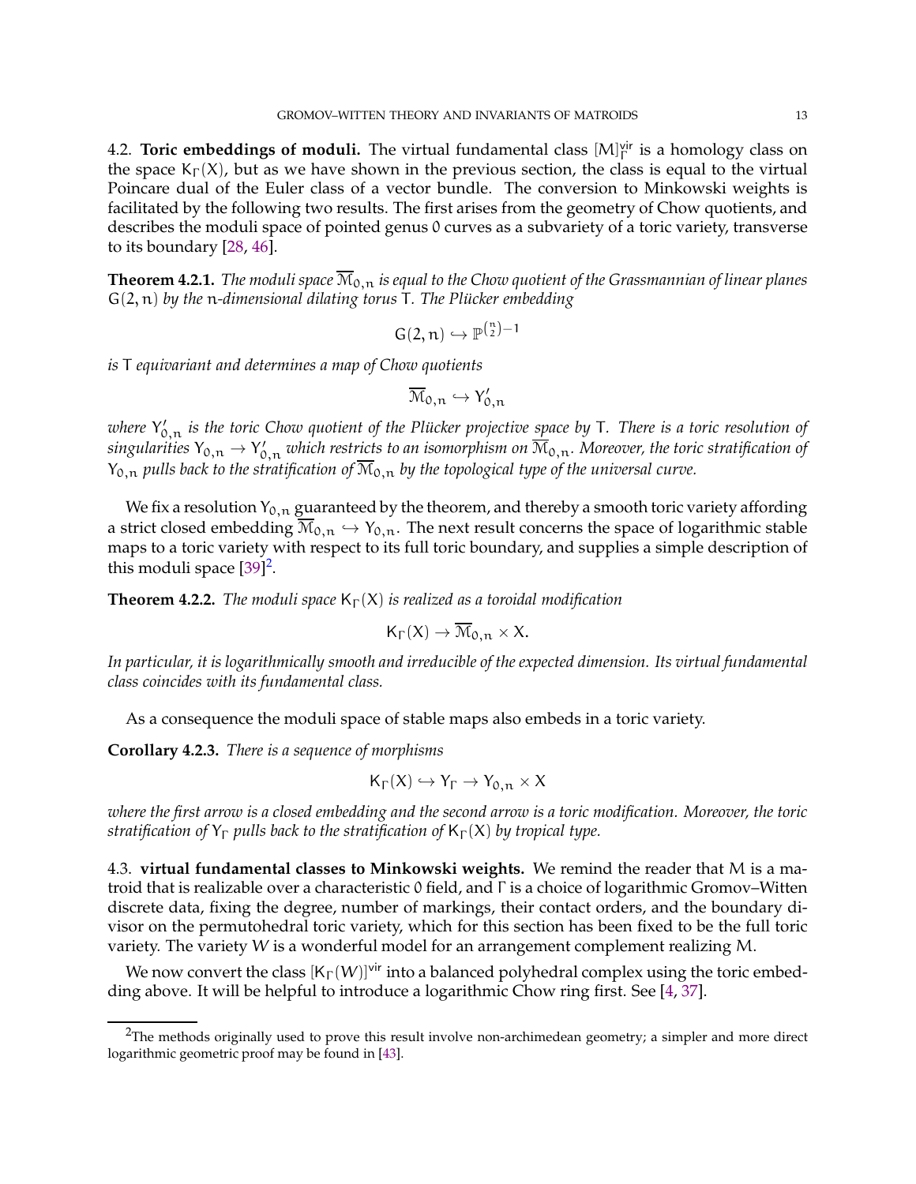4.2. **Toric embeddings of moduli.** The virtual fundamental class $[M]^{\mathsf{vir}}_\Gamma$ is a homology class on the space $\mathsf{K}_\Gamma(X)$, but as we have shown in the previous section, the class is equal to the virtual Poincare dual of the Euler class of a vector bundle. The conversion to Minkowski weights is facilitated by the following two results. The first arises from the geometry of Chow quotients, and describes the moduli space of pointed genus 0 curves as a subvariety of a toric variety, transverse to its boundary [28, 46].

**Theorem 4.2.1.** *The moduli space $\overline{\mathcal{M}}_{0,n}$ is equal to the Chow quotient of the Grassmannian of linear planes $G(2,n)$ by the $n$-dimensional dilating torus $T$. The Plücker embedding*

$$G(2,n) \hookrightarrow \mathbb{P}^{\binom{n}{2}-1}$$

*is $T$ equivariant and determines a map of Chow quotients*

$$\overline{\mathcal{M}}_{0,n} \hookrightarrow Y'_{0,n}$$

*where $Y'_{0,n}$ is the toric Chow quotient of the Plücker projective space by $T$. There is a toric resolution of singularities $Y_{0,n} \to Y'_{0,n}$ which restricts to an isomorphism on $\overline{\mathcal{M}}_{0,n}$. Moreover, the toric stratification of $Y_{0,n}$ pulls back to the stratification of $\overline{\mathcal{M}}_{0,n}$ by the topological type of the universal curve.*

We fix a resolution $Y_{0,n}$ guaranteed by the theorem, and thereby a smooth toric variety affording a strict closed embedding $\overline{\mathcal{M}}_{0,n} \hookrightarrow Y_{0,n}$. The next result concerns the space of logarithmic stable maps to a toric variety with respect to its full toric boundary, and supplies a simple description of this moduli space [39][2].

**Theorem 4.2.2.** *The moduli space $\mathsf{K}_\Gamma(X)$ is realized as a toroidal modification*

$$\mathsf{K}_\Gamma(X) \to \overline{\mathcal{M}}_{0,n} \times X.$$

*In particular, it is logarithmically smooth and irreducible of the expected dimension. Its virtual fundamental class coincides with its fundamental class.*

As a consequence the moduli space of stable maps also embeds in a toric variety.

**Corollary 4.2.3.** *There is a sequence of morphisms*

$$\mathsf{K}_\Gamma(X) \hookrightarrow Y_\Gamma \to Y_{0,n} \times X$$

*where the first arrow is a closed embedding and the second arrow is a toric modification. Moreover, the toric stratification of $Y_\Gamma$ pulls back to the stratification of $\mathsf{K}_\Gamma(X)$ by tropical type.*

4.3. **virtual fundamental classes to Minkowski weights.** We remind the reader that $M$ is a matroid that is realizable over a characteristic 0 field, and $\Gamma$ is a choice of logarithmic Gromov–Witten discrete data, fixing the degree, number of markings, their contact orders, and the boundary divisor on the permutohedral toric variety, which for this section has been fixed to be the full toric variety. The variety $W$ is a wonderful model for an arrangement complement realizing $M$.

We now convert the class $[\mathsf{K}_\Gamma(W)]^{\mathsf{vir}}$ into a balanced polyhedral complex using the toric embedding above. It will be helpful to introduce a logarithmic Chow ring first. See [4, 37].

[2] The methods originally used to prove this result involve non-archimedean geometry; a simpler and more direct logarithmic geometric proof may be found in [43].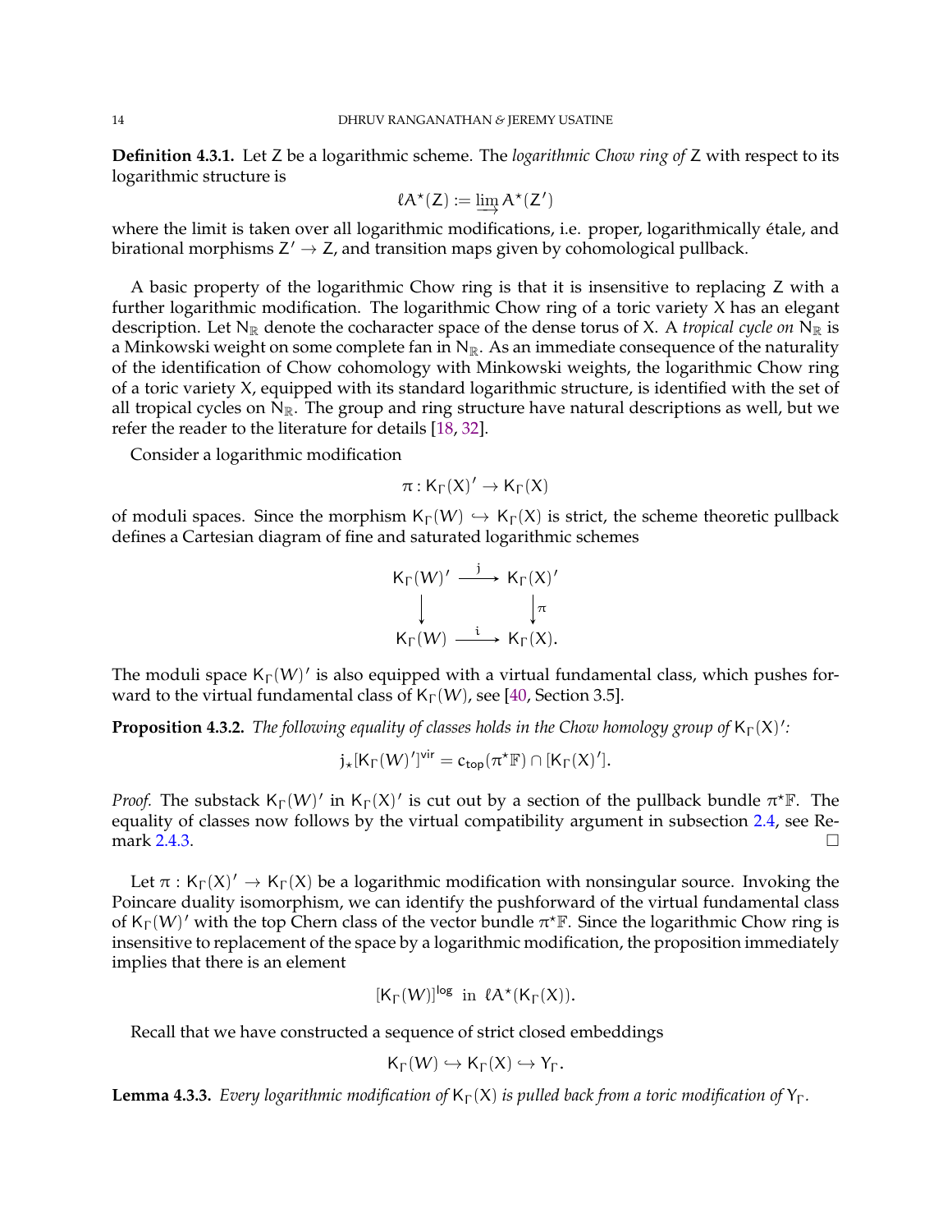**Definition 4.3.1.** Let $\mathsf{Z}$ be a logarithmic scheme. The *logarithmic Chow ring of* $\mathsf{Z}$ with respect to its logarithmic structure is

$$\ell\mathsf{A}^\star(\mathsf{Z}) := \varinjlim \mathsf{A}^\star(\mathsf{Z}')$$

where the limit is taken over all logarithmic modifications, i.e. proper, logarithmically étale, and birational morphisms $\mathsf{Z}' \to \mathsf{Z}$, and transition maps given by cohomological pullback.

A basic property of the logarithmic Chow ring is that it is insensitive to replacing $\mathsf{Z}$ with a further logarithmic modification. The logarithmic Chow ring of a toric variety $\mathsf{X}$ has an elegant description. Let $\mathsf{N}_\mathbb{R}$ denote the cocharacter space of the dense torus of $\mathsf{X}$. A *tropical cycle on* $\mathsf{N}_\mathbb{R}$ is a Minkowski weight on some complete fan in $\mathsf{N}_\mathbb{R}$. As an immediate consequence of the naturality of the identification of Chow cohomology with Minkowski weights, the logarithmic Chow ring of a toric variety $\mathsf{X}$, equipped with its standard logarithmic structure, is identified with the set of all tropical cycles on $\mathsf{N}_\mathbb{R}$. The group and ring structure have natural descriptions as well, but we refer the reader to the literature for details [18, 32].

Consider a logarithmic modification

$$\pi : \mathsf{K}_\Gamma(\mathsf{X})' \to \mathsf{K}_\Gamma(\mathsf{X})$$

of moduli spaces. Since the morphism $\mathsf{K}_\Gamma(W) \hookrightarrow \mathsf{K}_\Gamma(\mathsf{X})$ is strict, the scheme theoretic pullback defines a Cartesian diagram of fine and saturated logarithmic schemes

$$\begin{array}{ccc} \mathsf{K}_\Gamma(W)' & \xrightarrow{\ \mathsf{j}\ } & \mathsf{K}_\Gamma(\mathsf{X})' \\ \big\downarrow & & \big\downarrow \pi \\ \mathsf{K}_\Gamma(W) & \xrightarrow{\ \mathsf{i}\ } & \mathsf{K}_\Gamma(\mathsf{X}). \end{array}$$

The moduli space $\mathsf{K}_\Gamma(W)'$ is also equipped with a virtual fundamental class, which pushes forward to the virtual fundamental class of $\mathsf{K}_\Gamma(W)$, see [40, Section 3.5].

**Proposition 4.3.2.** *The following equality of classes holds in the Chow homology group of* $\mathsf{K}_\Gamma(\mathsf{X})'$*:*

$$\mathsf{j}_\star[\mathsf{K}_\Gamma(W)']^{\mathsf{vir}} = \mathsf{c}_{\mathsf{top}}(\pi^\star\mathbb{F}) \cap [\mathsf{K}_\Gamma(\mathsf{X})'].$$

*Proof.* The substack $\mathsf{K}_\Gamma(W)'$ in $\mathsf{K}_\Gamma(\mathsf{X})'$ is cut out by a section of the pullback bundle $\pi^\star\mathbb{F}$. The equality of classes now follows by the virtual compatibility argument in subsection 2.4, see Remark 2.4.3. □

Let $\pi : \mathsf{K}_\Gamma(\mathsf{X})' \to \mathsf{K}_\Gamma(\mathsf{X})$ be a logarithmic modification with nonsingular source. Invoking the Poincare duality isomorphism, we can identify the pushforward of the virtual fundamental class of $\mathsf{K}_\Gamma(W)'$ with the top Chern class of the vector bundle $\pi^\star\mathbb{F}$. Since the logarithmic Chow ring is insensitive to replacement of the space by a logarithmic modification, the proposition immediately implies that there is an element

$$[\mathsf{K}_\Gamma(W)]^{\mathsf{log}} \ \text{ in } \ \ell\mathsf{A}^\star(\mathsf{K}_\Gamma(\mathsf{X})).$$

Recall that we have constructed a sequence of strict closed embeddings

$$\mathsf{K}_\Gamma(W) \hookrightarrow \mathsf{K}_\Gamma(\mathsf{X}) \hookrightarrow \mathsf{Y}_\Gamma.$$

**Lemma 4.3.3.** *Every logarithmic modification of* $\mathsf{K}_\Gamma(\mathsf{X})$ *is pulled back from a toric modification of* $\mathsf{Y}_\Gamma$*.*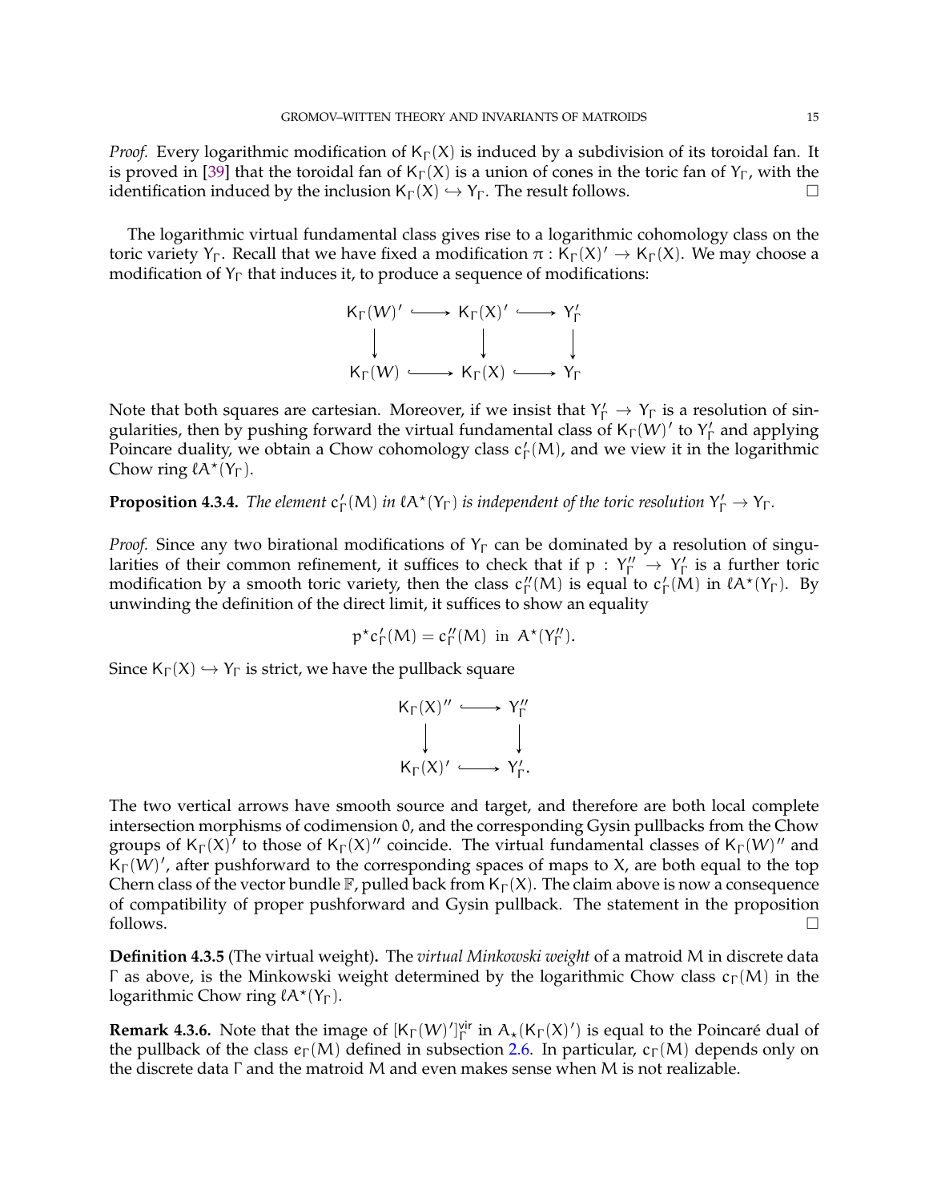*Proof.* Every logarithmic modification of $K_\Gamma(X)$ is induced by a subdivision of its toroidal fan. It is proved in [39] that the toroidal fan of $K_\Gamma(X)$ is a union of cones in the toric fan of $Y_\Gamma$, with the identification induced by the inclusion $K_\Gamma(X) \hookrightarrow Y_\Gamma$. The result follows. □

The logarithmic virtual fundamental class gives rise to a logarithmic cohomology class on the toric variety $Y_\Gamma$. Recall that we have fixed a modification $\pi : K_\Gamma(X)' \to K_\Gamma(X)$. We may choose a modification of $Y_\Gamma$ that induces it, to produce a sequence of modifications:

$$\begin{array}{ccccc} K_\Gamma(W)' & \longrightarrow & K_\Gamma(X)' & \hookrightarrow & Y'_\Gamma \\ \downarrow & & \downarrow & & \downarrow \\ K_\Gamma(W) & \hookrightarrow & K_\Gamma(X) & \hookrightarrow & Y_\Gamma \end{array}$$

Note that both squares are cartesian. Moreover, if we insist that $Y'_\Gamma \to Y_\Gamma$ is a resolution of singularities, then by pushing forward the virtual fundamental class of $K_\Gamma(W)'$ to $Y'_\Gamma$ and applying Poincare duality, we obtain a Chow cohomology class $c'_\Gamma(M)$, and we view it in the logarithmic Chow ring $\ell A^\star(Y_\Gamma)$.

**Proposition 4.3.4.** *The element $c'_\Gamma(M)$ in $\ell A^\star(Y_\Gamma)$ is independent of the toric resolution $Y'_\Gamma \to Y_\Gamma$.*

*Proof.* Since any two birational modifications of $Y_\Gamma$ can be dominated by a resolution of singularities of their common refinement, it suffices to check that if $p : Y''_\Gamma \to Y'_\Gamma$ is a further toric modification by a smooth toric variety, then the class $c''_\Gamma(M)$ is equal to $c'_\Gamma(M)$ in $\ell A^\star(Y_\Gamma)$. By unwinding the definition of the direct limit, it suffices to show an equality

$$p^\star c'_\Gamma(M) = c''_\Gamma(M) \text{ in } A^\star(Y''_\Gamma).$$

Since $K_\Gamma(X) \hookrightarrow Y_\Gamma$ is strict, we have the pullback square

$$\begin{array}{ccc} K_\Gamma(X)'' & \hookrightarrow & Y''_\Gamma \\ \downarrow & & \downarrow \\ K_\Gamma(X)' & \hookrightarrow & Y'_\Gamma. \end{array}$$

The two vertical arrows have smooth source and target, and therefore are both local complete intersection morphisms of codimension 0, and the corresponding Gysin pullbacks from the Chow groups of $K_\Gamma(X)'$ to those of $K_\Gamma(X)''$ coincide. The virtual fundamental classes of $K_\Gamma(W)''$ and $K_\Gamma(W)'$, after pushforward to the corresponding spaces of maps to X, are both equal to the top Chern class of the vector bundle $\mathbb{F}$, pulled back from $K_\Gamma(X)$. The claim above is now a consequence of compatibility of proper pushforward and Gysin pullback. The statement in the proposition follows. □

**Definition 4.3.5** (The virtual weight)**.** The *virtual Minkowski weight* of a matroid M in discrete data $\Gamma$ as above, is the Minkowski weight determined by the logarithmic Chow class $c_\Gamma(M)$ in the logarithmic Chow ring $\ell A^\star(Y_\Gamma)$.

**Remark 4.3.6.** Note that the image of $[K_\Gamma(W)']^{\mathsf{vir}}_\Gamma$ in $A_\star(K_\Gamma(X)')$ is equal to the Poincaré dual of the pullback of the class $e_\Gamma(M)$ defined in subsection 2.6. In particular, $c_\Gamma(M)$ depends only on the discrete data $\Gamma$ and the matroid M and even makes sense when M is not realizable.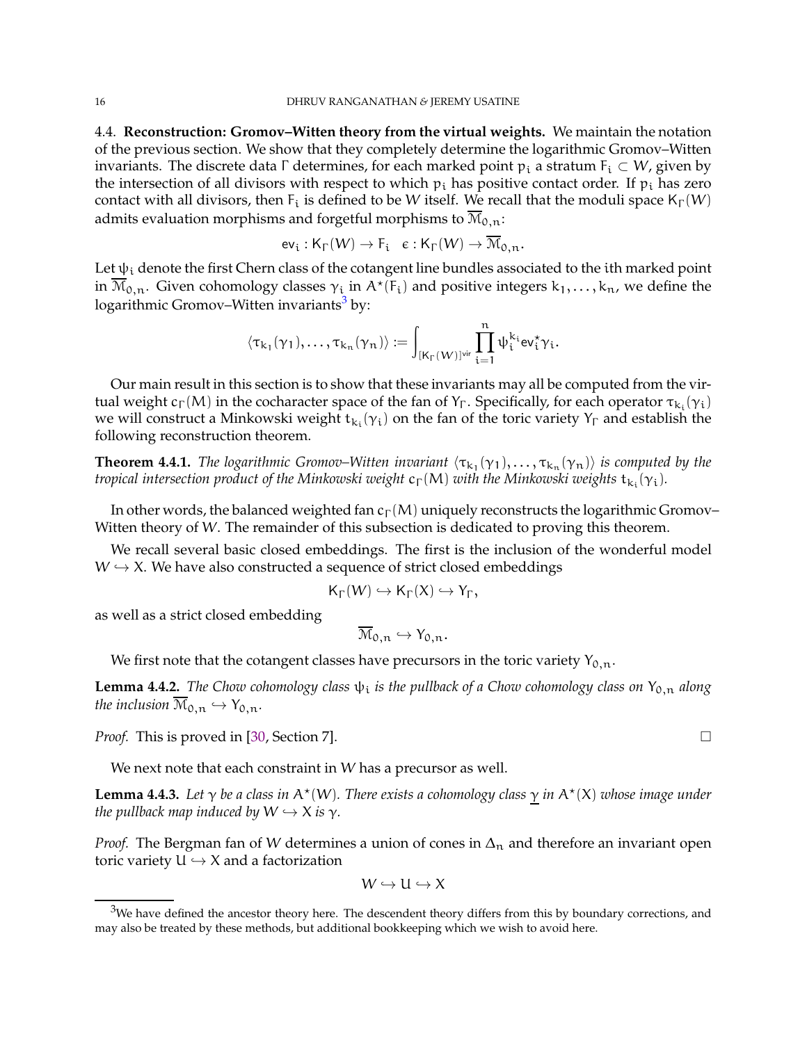### 4.4. Reconstruction: Gromov–Witten theory from the virtual weights.

We maintain the notation of the previous section. We show that they completely determine the logarithmic Gromov–Witten invariants. The discrete data $\Gamma$ determines, for each marked point $p_i$ a stratum $F_i \subset W$, given by the intersection of all divisors with respect to which $p_i$ has positive contact order. If $p_i$ has zero contact with all divisors, then $F_i$ is defined to be $W$ itself. We recall that the moduli space $K_\Gamma(W)$ admits evaluation morphisms and forgetful morphisms to $\overline{\mathcal{M}}_{0,n}$:

$$\mathsf{ev}_i : K_\Gamma(W) \to F_i \quad \epsilon : K_\Gamma(W) \to \overline{\mathcal{M}}_{0,n}.$$

Let $\psi_i$ denote the first Chern class of the cotangent line bundles associated to the $i$th marked point in $\overline{\mathcal{M}}_{0,n}$. Given cohomology classes $\gamma_i$ in $A^\star(F_i)$ and positive integers $k_1, \ldots, k_n$, we define the logarithmic Gromov–Witten invariants[3] by:

$$\langle \tau_{k_1}(\gamma_1), \ldots, \tau_{k_n}(\gamma_n) \rangle := \int_{[K_\Gamma(W)]^{\mathsf{vir}}} \prod_{i=1}^{n} \psi_i^{k_i} \mathsf{ev}_i^\star \gamma_i.$$

Our main result in this section is to show that these invariants may all be computed from the virtual weight $c_\Gamma(M)$ in the cocharacter space of the fan of $Y_\Gamma$. Specifically, for each operator $\tau_{k_i}(\gamma_i)$ we will construct a Minkowski weight $t_{k_i}(\gamma_i)$ on the fan of the toric variety $Y_\Gamma$ and establish the following reconstruction theorem.

**Theorem 4.4.1.** *The logarithmic Gromov–Witten invariant $\langle \tau_{k_1}(\gamma_1), \ldots, \tau_{k_n}(\gamma_n) \rangle$ is computed by the tropical intersection product of the Minkowski weight $c_\Gamma(M)$ with the Minkowski weights $t_{k_i}(\gamma_i)$.*

In other words, the balanced weighted fan $c_\Gamma(M)$ uniquely reconstructs the logarithmic Gromov–Witten theory of $W$. The remainder of this subsection is dedicated to proving this theorem.

We recall several basic closed embeddings. The first is the inclusion of the wonderful model $W \hookrightarrow X$. We have also constructed a sequence of strict closed embeddings

$$K_\Gamma(W) \hookrightarrow K_\Gamma(X) \hookrightarrow Y_\Gamma,$$

as well as a strict closed embedding

$$\overline{\mathcal{M}}_{0,n} \hookrightarrow Y_{0,n}.$$

We first note that the cotangent classes have precursors in the toric variety $Y_{0,n}$.

**Lemma 4.4.2.** *The Chow cohomology class $\psi_i$ is the pullback of a Chow cohomology class on $Y_{0,n}$ along the inclusion $\overline{\mathcal{M}}_{0,n} \hookrightarrow Y_{0,n}$.*

*Proof.* This is proved in [30, Section 7]. $\square$

We next note that each constraint in $W$ has a precursor as well.

**Lemma 4.4.3.** *Let $\gamma$ be a class in $A^\star(W)$. There exists a cohomology class $\underline{\gamma}$ in $A^\star(X)$ whose image under the pullback map induced by $W \hookrightarrow X$ is $\gamma$.*

*Proof.* The Bergman fan of $W$ determines a union of cones in $\Delta_n$ and therefore an invariant open toric variety $U \hookrightarrow X$ and a factorization

$$W \hookrightarrow U \hookrightarrow X$$

[3] We have defined the ancestor theory here. The descendent theory differs from this by boundary corrections, and may also be treated by these methods, but additional bookkeeping which we wish to avoid here.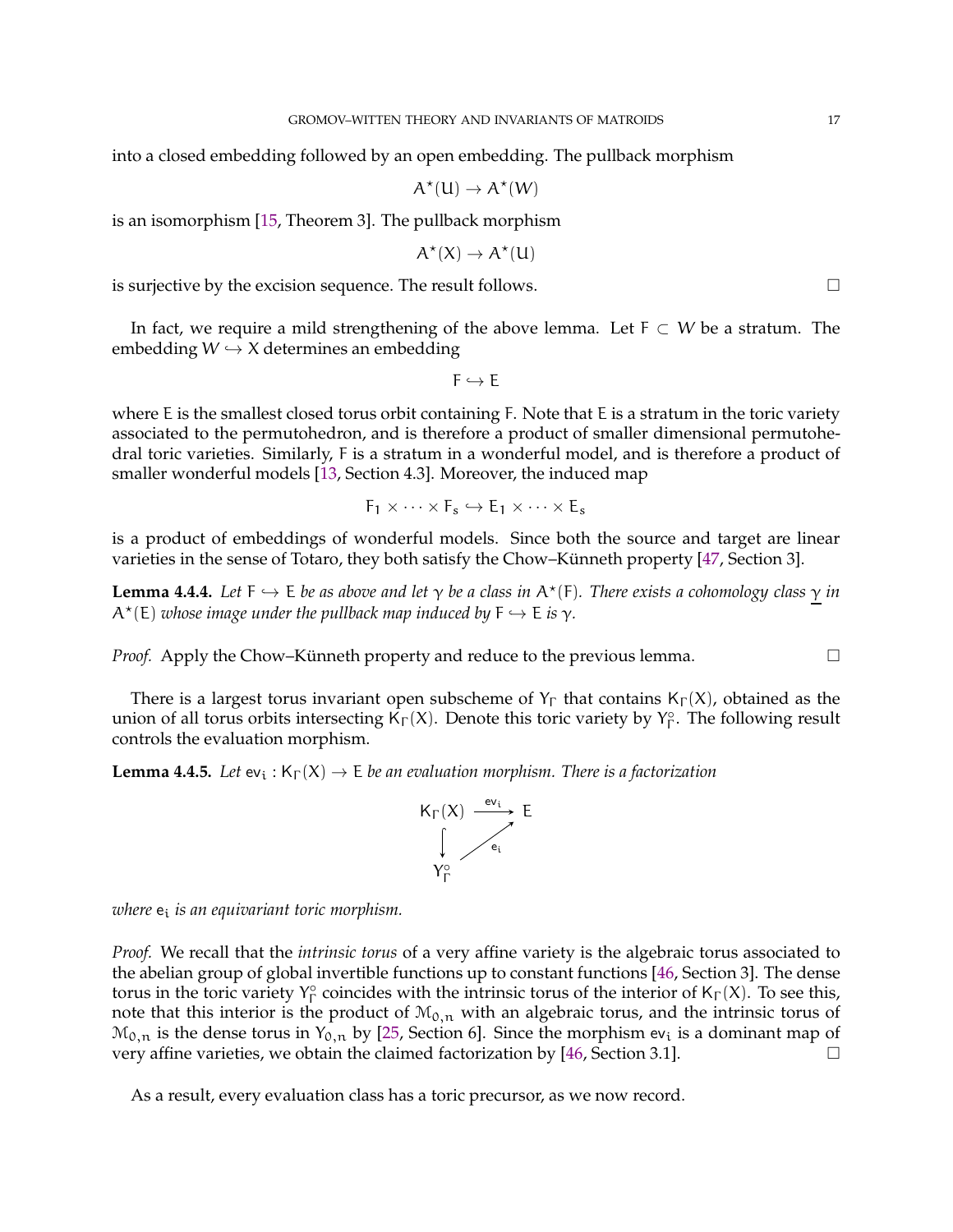into a closed embedding followed by an open embedding. The pullback morphism

$$A^\star(U) \to A^\star(W)$$

is an isomorphism [15, Theorem 3]. The pullback morphism

$$A^\star(X) \to A^\star(U)$$

is surjective by the excision sequence. The result follows. $\square$

In fact, we require a mild strengthening of the above lemma. Let $F \subset W$ be a stratum. The embedding $W \hookrightarrow X$ determines an embedding

$$F \hookrightarrow E$$

where $E$ is the smallest closed torus orbit containing $F$. Note that $E$ is a stratum in the toric variety associated to the permutohedron, and is therefore a product of smaller dimensional permutohedral toric varieties. Similarly, $F$ is a stratum in a wonderful model, and is therefore a product of smaller wonderful models [13, Section 4.3]. Moreover, the induced map

$$F_1 \times \cdots \times F_s \hookrightarrow E_1 \times \cdots \times E_s$$

is a product of embeddings of wonderful models. Since both the source and target are linear varieties in the sense of Totaro, they both satisfy the Chow–Künneth property [47, Section 3].

**Lemma 4.4.4.** *Let $F \hookrightarrow E$ be as above and let $\gamma$ be a class in $A^\star(F)$. There exists a cohomology class $\underline{\gamma}$ in $A^\star(E)$ whose image under the pullback map induced by $F \hookrightarrow E$ is $\gamma$.*

*Proof.* Apply the Chow–Künneth property and reduce to the previous lemma. $\square$

There is a largest torus invariant open subscheme of $Y_\Gamma$ that contains $K_\Gamma(X)$, obtained as the union of all torus orbits intersecting $K_\Gamma(X)$. Denote this toric variety by $Y_\Gamma^\circ$. The following result controls the evaluation morphism.

**Lemma 4.4.5.** *Let $\mathsf{ev}_i : K_\Gamma(X) \to E$ be an evaluation morphism. There is a factorization*

$$\begin{array}{ccc} K_\Gamma(X) & \xrightarrow{\mathsf{ev}_i} & E \\ \big\downarrow & \nearrow_{e_i} & \\ Y_\Gamma^\circ & & \end{array}$$

*where $e_i$ is an equivariant toric morphism.*

*Proof.* We recall that the *intrinsic torus* of a very affine variety is the algebraic torus associated to the abelian group of global invertible functions up to constant functions [46, Section 3]. The dense torus in the toric variety $Y_\Gamma^\circ$ coincides with the intrinsic torus of the interior of $K_\Gamma(X)$. To see this, note that this interior is the product of $\mathcal{M}_{0,n}$ with an algebraic torus, and the intrinsic torus of $\mathcal{M}_{0,n}$ is the dense torus in $Y_{0,n}$ by [25, Section 6]. Since the morphism $\mathsf{ev}_i$ is a dominant map of very affine varieties, we obtain the claimed factorization by [46, Section 3.1]. $\square$

As a result, every evaluation class has a toric precursor, as we now record.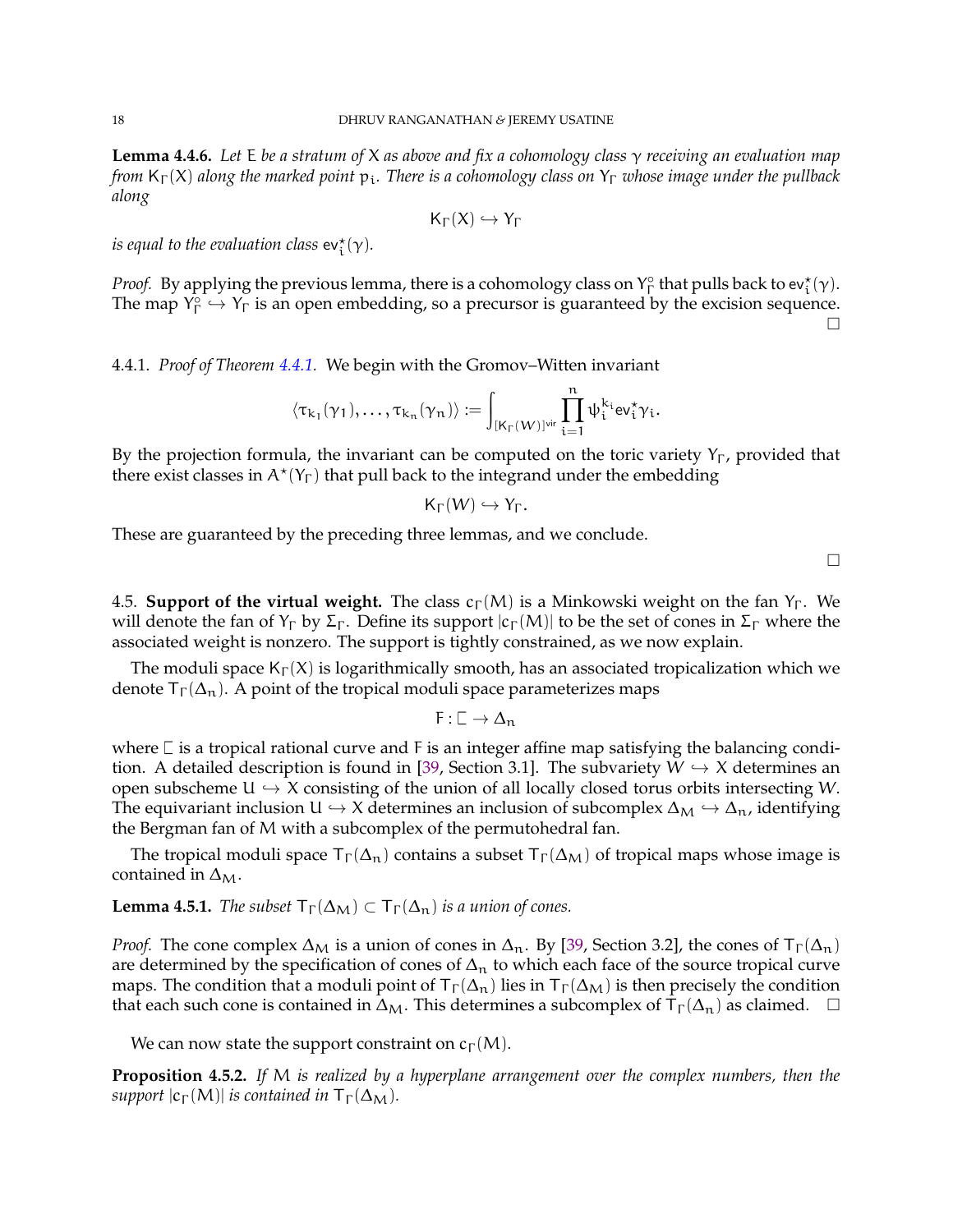**Lemma 4.4.6.** *Let $E$ be a stratum of $X$ as above and fix a cohomology class $\gamma$ receiving an evaluation map from $K_\Gamma(X)$ along the marked point $p_i$. There is a cohomology class on $Y_\Gamma$ whose image under the pullback along*

$$K_\Gamma(X) \hookrightarrow Y_\Gamma$$

*is equal to the evaluation class $\mathsf{ev}_i^\star(\gamma)$.*

*Proof.* By applying the previous lemma, there is a cohomology class on $Y_\Gamma^\circ$ that pulls back to $\mathsf{ev}_i^\star(\gamma)$. The map $Y_\Gamma^\circ \hookrightarrow Y_\Gamma$ is an open embedding, so a precursor is guaranteed by the excision sequence. □

4.4.1. *Proof of Theorem 4.4.1.* We begin with the Gromov–Witten invariant

$$\langle \tau_{k_1}(\gamma_1), \ldots, \tau_{k_n}(\gamma_n)\rangle := \int_{[K_\Gamma(W)]^{\mathsf{vir}}} \prod_{i=1}^{n} \psi_i^{k_i} \mathsf{ev}_i^\star \gamma_i.$$

By the projection formula, the invariant can be computed on the toric variety $Y_\Gamma$, provided that there exist classes in $A^\star(Y_\Gamma)$ that pull back to the integrand under the embedding

$$K_\Gamma(W) \hookrightarrow Y_\Gamma.$$

These are guaranteed by the preceding three lemmas, and we conclude.

□

4.5. **Support of the virtual weight.** The class $c_\Gamma(M)$ is a Minkowski weight on the fan $Y_\Gamma$. We will denote the fan of $Y_\Gamma$ by $\Sigma_\Gamma$. Define its support $|c_\Gamma(M)|$ to be the set of cones in $\Sigma_\Gamma$ where the associated weight is nonzero. The support is tightly constrained, as we now explain.

The moduli space $K_\Gamma(X)$ is logarithmically smooth, has an associated tropicalization which we denote $T_\Gamma(\Delta_n)$. A point of the tropical moduli space parameterizes maps

$$F : \sqsubset \to \Delta_n$$

where $\sqsubset$ is a tropical rational curve and $F$ is an integer affine map satisfying the balancing condition. A detailed description is found in [39, Section 3.1]. The subvariety $W \hookrightarrow X$ determines an open subscheme $U \hookrightarrow X$ consisting of the union of all locally closed torus orbits intersecting $W$. The equivariant inclusion $U \hookrightarrow X$ determines an inclusion of subcomplex $\Delta_M \hookrightarrow \Delta_n$, identifying the Bergman fan of $M$ with a subcomplex of the permutohedral fan.

The tropical moduli space $T_\Gamma(\Delta_n)$ contains a subset $T_\Gamma(\Delta_M)$ of tropical maps whose image is contained in $\Delta_M$.

**Lemma 4.5.1.** *The subset $T_\Gamma(\Delta_M) \subset T_\Gamma(\Delta_n)$ is a union of cones.*

*Proof.* The cone complex $\Delta_M$ is a union of cones in $\Delta_n$. By [39, Section 3.2], the cones of $T_\Gamma(\Delta_n)$ are determined by the specification of cones of $\Delta_n$ to which each face of the source tropical curve maps. The condition that a moduli point of $T_\Gamma(\Delta_n)$ lies in $T_\Gamma(\Delta_M)$ is then precisely the condition that each such cone is contained in $\Delta_M$. This determines a subcomplex of $T_\Gamma(\Delta_n)$ as claimed. □

We can now state the support constraint on $c_\Gamma(M)$.

**Proposition 4.5.2.** *If $M$ is realized by a hyperplane arrangement over the complex numbers, then the support $|c_\Gamma(M)|$ is contained in $T_\Gamma(\Delta_M)$.*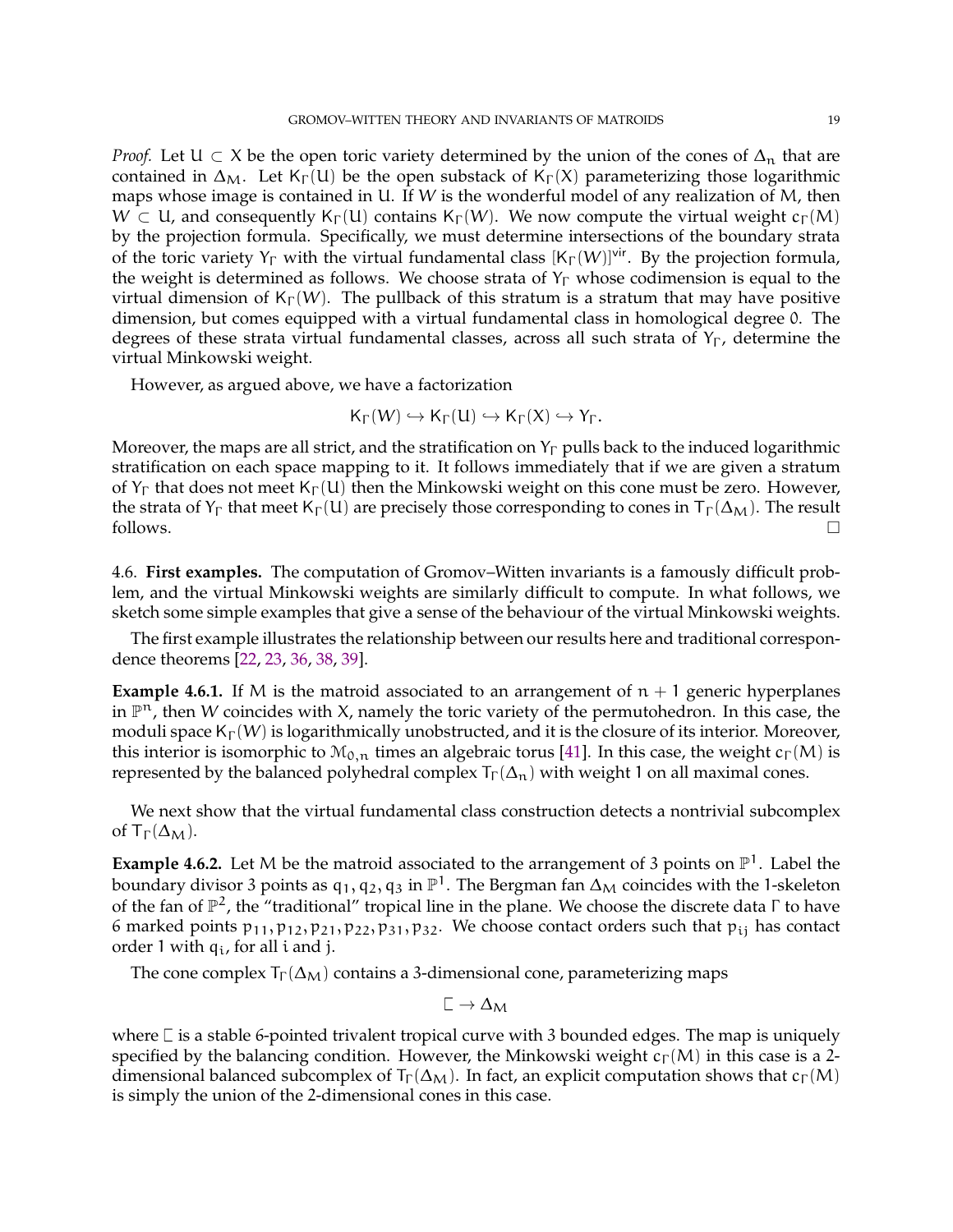*Proof.* Let $U \subset X$ be the open toric variety determined by the union of the cones of $\Delta_n$ that are contained in $\Delta_M$. Let $K_\Gamma(U)$ be the open substack of $K_\Gamma(X)$ parameterizing those logarithmic maps whose image is contained in $U$. If $W$ is the wonderful model of any realization of $M$, then $W \subset U$, and consequently $K_\Gamma(U)$ contains $K_\Gamma(W)$. We now compute the virtual weight $c_\Gamma(M)$ by the projection formula. Specifically, we must determine intersections of the boundary strata of the toric variety $Y_\Gamma$ with the virtual fundamental class $[K_\Gamma(W)]^{\mathrm{vir}}$. By the projection formula, the weight is determined as follows. We choose strata of $Y_\Gamma$ whose codimension is equal to the virtual dimension of $K_\Gamma(W)$. The pullback of this stratum is a stratum that may have positive dimension, but comes equipped with a virtual fundamental class in homological degree 0. The degrees of these strata virtual fundamental classes, across all such strata of $Y_\Gamma$, determine the virtual Minkowski weight.

However, as argued above, we have a factorization

$$K_\Gamma(W) \hookrightarrow K_\Gamma(U) \hookrightarrow K_\Gamma(X) \hookrightarrow Y_\Gamma.$$

Moreover, the maps are all strict, and the stratification on $Y_\Gamma$ pulls back to the induced logarithmic stratification on each space mapping to it. It follows immediately that if we are given a stratum of $Y_\Gamma$ that does not meet $K_\Gamma(U)$ then the Minkowski weight on this cone must be zero. However, the strata of $Y_\Gamma$ that meet $K_\Gamma(U)$ are precisely those corresponding to cones in $T_\Gamma(\Delta_M)$. The result follows. □

4.6. **First examples.** The computation of Gromov–Witten invariants is a famously difficult problem, and the virtual Minkowski weights are similarly difficult to compute. In what follows, we sketch some simple examples that give a sense of the behaviour of the virtual Minkowski weights.

The first example illustrates the relationship between our results here and traditional correspondence theorems [22, 23, 36, 38, 39].

**Example 4.6.1.** If $M$ is the matroid associated to an arrangement of $n+1$ generic hyperplanes in $\mathbb{P}^n$, then $W$ coincides with $X$, namely the toric variety of the permutohedron. In this case, the moduli space $K_\Gamma(W)$ is logarithmically unobstructed, and it is the closure of its interior. Moreover, this interior is isomorphic to $\mathcal{M}_{0,n}$ times an algebraic torus [41]. In this case, the weight $c_\Gamma(M)$ is represented by the balanced polyhedral complex $T_\Gamma(\Delta_n)$ with weight 1 on all maximal cones.

We next show that the virtual fundamental class construction detects a nontrivial subcomplex of $T_\Gamma(\Delta_M)$.

**Example 4.6.2.** Let $M$ be the matroid associated to the arrangement of 3 points on $\mathbb{P}^1$. Label the boundary divisor 3 points as $q_1, q_2, q_3$ in $\mathbb{P}^1$. The Bergman fan $\Delta_M$ coincides with the 1-skeleton of the fan of $\mathbb{P}^2$, the "traditional" tropical line in the plane. We choose the discrete data $\Gamma$ to have 6 marked points $p_{11}, p_{12}, p_{21}, p_{22}, p_{31}, p_{32}$. We choose contact orders such that $p_{ij}$ has contact order 1 with $q_i$, for all $i$ and $j$.

The cone complex $T_\Gamma(\Delta_M)$ contains a 3-dimensional cone, parameterizing maps

$$\sqsubset \to \Delta_M$$

where $\sqsubset$ is a stable 6-pointed trivalent tropical curve with 3 bounded edges. The map is uniquely specified by the balancing condition. However, the Minkowski weight $c_\Gamma(M)$ in this case is a 2-dimensional balanced subcomplex of $T_\Gamma(\Delta_M)$. In fact, an explicit computation shows that $c_\Gamma(M)$ is simply the union of the 2-dimensional cones in this case.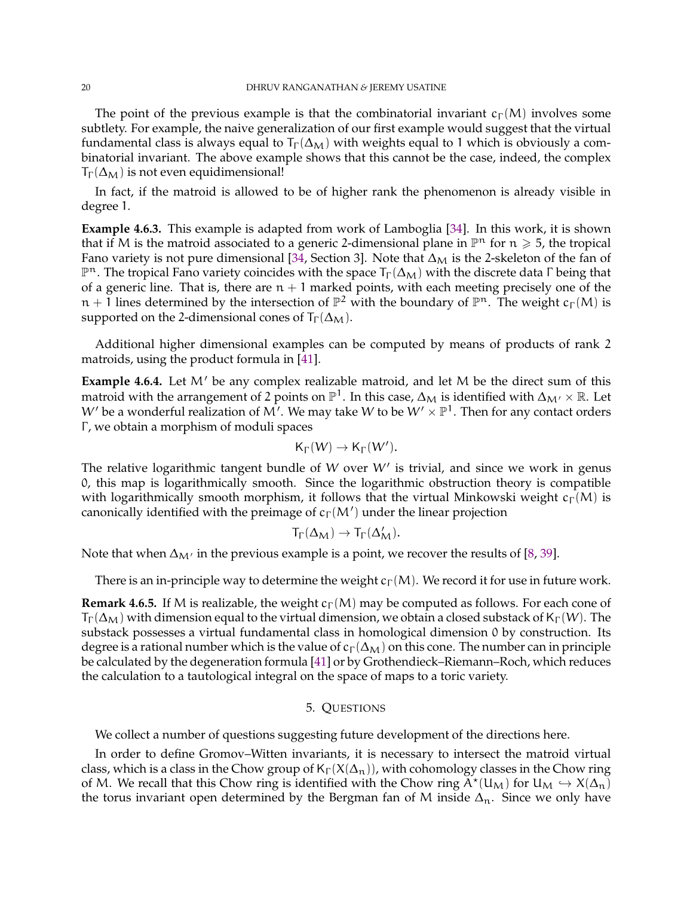The point of the previous example is that the combinatorial invariant $c_\Gamma(M)$ involves some subtlety. For example, the naive generalization of our first example would suggest that the virtual fundamental class is always equal to $T_\Gamma(\Delta_M)$ with weights equal to 1 which is obviously a combinatorial invariant. The above example shows that this cannot be the case, indeed, the complex $T_\Gamma(\Delta_M)$ is not even equidimensional!

In fact, if the matroid is allowed to be of higher rank the phenomenon is already visible in degree 1.

**Example 4.6.3.** This example is adapted from work of Lamboglia [34]. In this work, it is shown that if $M$ is the matroid associated to a generic 2-dimensional plane in $\mathbb{P}^n$ for $n \geqslant 5$, the tropical Fano variety is not pure dimensional [34, Section 3]. Note that $\Delta_M$ is the 2-skeleton of the fan of $\mathbb{P}^n$. The tropical Fano variety coincides with the space $T_\Gamma(\Delta_M)$ with the discrete data $\Gamma$ being that of a generic line. That is, there are $n+1$ marked points, with each meeting precisely one of the $n+1$ lines determined by the intersection of $\mathbb{P}^2$ with the boundary of $\mathbb{P}^n$. The weight $c_\Gamma(M)$ is supported on the 2-dimensional cones of $T_\Gamma(\Delta_M)$.

Additional higher dimensional examples can be computed by means of products of rank 2 matroids, using the product formula in [41].

**Example 4.6.4.** Let $M'$ be any complex realizable matroid, and let $M$ be the direct sum of this matroid with the arrangement of 2 points on $\mathbb{P}^1$. In this case, $\Delta_M$ is identified with $\Delta_{M'} \times \mathbb{R}$. Let $W'$ be a wonderful realization of $M'$. We may take $W$ to be $W' \times \mathbb{P}^1$. Then for any contact orders $\Gamma$, we obtain a morphism of moduli spaces

$$K_\Gamma(W) \to K_\Gamma(W').$$

The relative logarithmic tangent bundle of $W$ over $W'$ is trivial, and since we work in genus 0, this map is logarithmically smooth. Since the logarithmic obstruction theory is compatible with logarithmically smooth morphism, it follows that the virtual Minkowski weight $c_\Gamma(M)$ is canonically identified with the preimage of $c_\Gamma(M')$ under the linear projection

$$T_\Gamma(\Delta_M) \to T_\Gamma(\Delta_M').$$

Note that when $\Delta_{M'}$ in the previous example is a point, we recover the results of [8, 39].

There is an in-principle way to determine the weight $c_\Gamma(M)$. We record it for use in future work.

**Remark 4.6.5.** If $M$ is realizable, the weight $c_\Gamma(M)$ may be computed as follows. For each cone of $T_\Gamma(\Delta_M)$ with dimension equal to the virtual dimension, we obtain a closed substack of $K_\Gamma(W)$. The substack possesses a virtual fundamental class in homological dimension 0 by construction. Its degree is a rational number which is the value of $c_\Gamma(\Delta_M)$ on this cone. The number can in principle be calculated by the degeneration formula [41] or by Grothendieck–Riemann–Roch, which reduces the calculation to a tautological integral on the space of maps to a toric variety.

## 5. Questions

We collect a number of questions suggesting future development of the directions here.

In order to define Gromov–Witten invariants, it is necessary to intersect the matroid virtual class, which is a class in the Chow group of $K_\Gamma(X(\Delta_n))$, with cohomology classes in the Chow ring of $M$. We recall that this Chow ring is identified with the Chow ring $A^\star(U_M)$ for $U_M \hookrightarrow X(\Delta_n)$ the torus invariant open determined by the Bergman fan of $M$ inside $\Delta_n$. Since we only have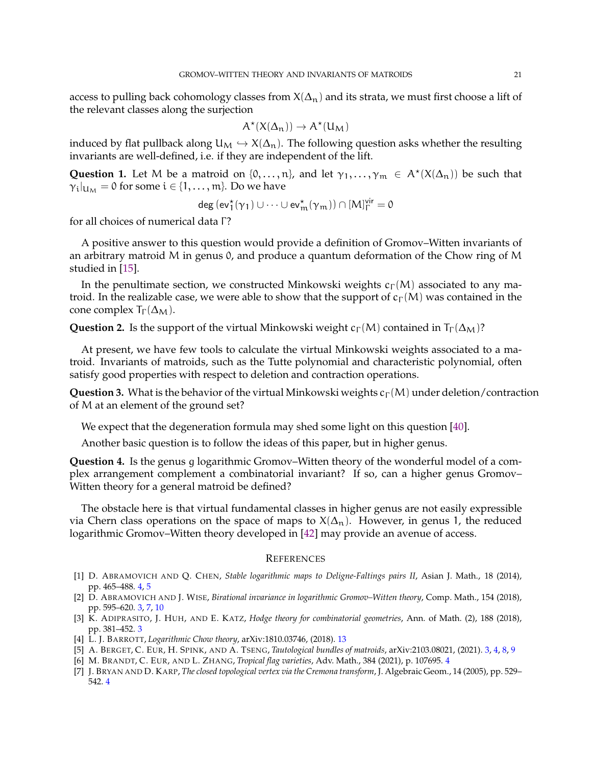access to pulling back cohomology classes from $X(\Delta_n)$ and its strata, we must first choose a lift of the relevant classes along the surjection

$$A^\star(X(\Delta_n)) \to A^\star(U_M)$$

induced by flat pullback along $U_M \hookrightarrow X(\Delta_n)$. The following question asks whether the resulting invariants are well-defined, i.e. if they are independent of the lift.

**Question 1.** Let $M$ be a matroid on $\{0, \dots, n\}$, and let $\gamma_1, \dots, \gamma_m \in A^\star(X(\Delta_n))$ be such that $\gamma_i|_{U_M} = 0$ for some $i \in \{1, \dots, m\}$. Do we have

$$\deg\left(\mathsf{ev}_1^\star(\gamma_1) \cup \cdots \cup \mathsf{ev}_m^\star(\gamma_m)\right) \cap [M]_\Gamma^{\mathsf{vir}} = 0$$

for all choices of numerical data $\Gamma$?

A positive answer to this question would provide a definition of Gromov–Witten invariants of an arbitrary matroid $M$ in genus $0$, and produce a quantum deformation of the Chow ring of $M$ studied in [15].

In the penultimate section, we constructed Minkowski weights $c_\Gamma(M)$ associated to any matroid. In the realizable case, we were able to show that the support of $c_\Gamma(M)$ was contained in the cone complex $T_\Gamma(\Delta_M)$.

**Question 2.** Is the support of the virtual Minkowski weight $c_\Gamma(M)$ contained in $T_\Gamma(\Delta_M)$?

At present, we have few tools to calculate the virtual Minkowski weights associated to a matroid. Invariants of matroids, such as the Tutte polynomial and characteristic polynomial, often satisfy good properties with respect to deletion and contraction operations.

**Question 3.** What is the behavior of the virtual Minkowski weights $c_\Gamma(M)$ under deletion/contraction of $M$ at an element of the ground set?

We expect that the degeneration formula may shed some light on this question [40].

Another basic question is to follow the ideas of this paper, but in higher genus.

**Question 4.** Is the genus $g$ logarithmic Gromov–Witten theory of the wonderful model of a complex arrangement complement a combinatorial invariant? If so, can a higher genus Gromov–Witten theory for a general matroid be defined?

The obstacle here is that virtual fundamental classes in higher genus are not easily expressible via Chern class operations on the space of maps to $X(\Delta_n)$. However, in genus 1, the reduced logarithmic Gromov–Witten theory developed in [42] may provide an avenue of access.

## References

[1] D. Abramovich and Q. Chen, *Stable logarithmic maps to Deligne-Faltings pairs II*, Asian J. Math., 18 (2014), pp. 465–488. 4, 5

[2] D. Abramovich and J. Wise, *Birational invariance in logarithmic Gromov–Witten theory*, Comp. Math., 154 (2018), pp. 595–620. 3, 7, 10

[3] K. Adiprasito, J. Huh, and E. Katz, *Hodge theory for combinatorial geometries*, Ann. of Math. (2), 188 (2018), pp. 381–452. 3

[4] L. J. Barrott, *Logarithmic Chow theory*, arXiv:1810.03746, (2018). 13

[5] A. Berget, C. Eur, H. Spink, and A. Tseng, *Tautological bundles of matroids*, arXiv:2103.08021, (2021). 3, 4, 8, 9

[6] M. Brandt, C. Eur, and L. Zhang, *Tropical flag varieties*, Adv. Math., 384 (2021), p. 107695. 4

[7] J. Bryan and D. Karp, *The closed topological vertex via the Cremona transform*, J. Algebraic Geom., 14 (2005), pp. 529–542. 4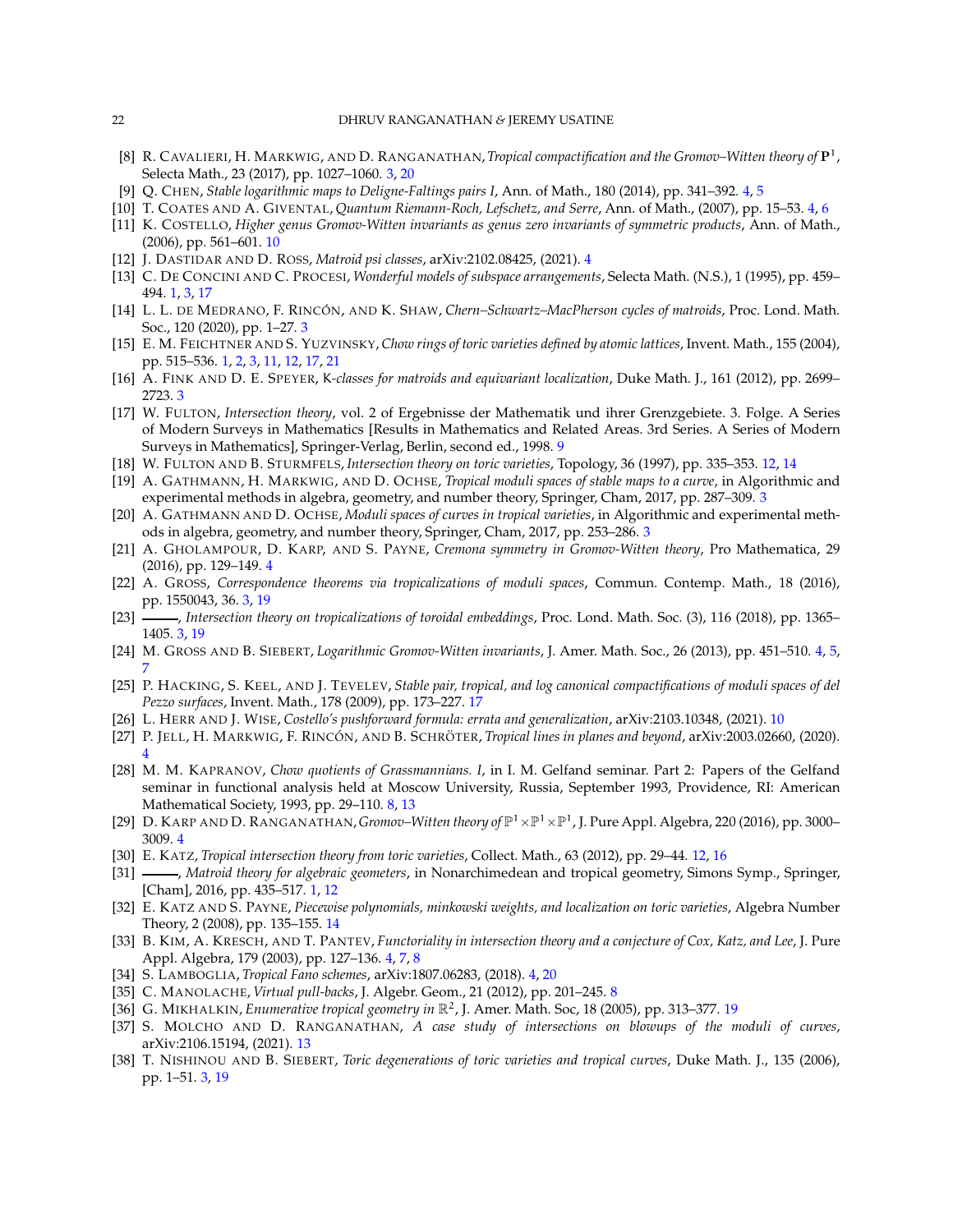[8] R. Cavalieri, H. Markwig, and D. Ranganathan, *Tropical compactification and the Gromov–Witten theory of $\mathbf{P}^1$*, Selecta Math., 23 (2017), pp. 1027–1060. 3, 20

[9] Q. Chen, *Stable logarithmic maps to Deligne-Faltings pairs I*, Ann. of Math., 180 (2014), pp. 341–392. 4, 5

[10] T. Coates and A. Givental, *Quantum Riemann-Roch, Lefschetz, and Serre*, Ann. of Math., (2007), pp. 15–53. 4, 6

[11] K. Costello, *Higher genus Gromov-Witten invariants as genus zero invariants of symmetric products*, Ann. of Math., (2006), pp. 561–601. 10

[12] J. Dastidar and D. Ross, *Matroid psi classes*, arXiv:2102.08425, (2021). 4

[13] C. De Concini and C. Procesi, *Wonderful models of subspace arrangements*, Selecta Math. (N.S.), 1 (1995), pp. 459–494. 1, 3, 17

[14] L. L. de Medrano, F. Rincón, and K. Shaw, *Chern–Schwartz–MacPherson cycles of matroids*, Proc. Lond. Math. Soc., 120 (2020), pp. 1–27. 3

[15] E. M. Feichtner and S. Yuzvinsky, *Chow rings of toric varieties defined by atomic lattices*, Invent. Math., 155 (2004), pp. 515–536. 1, 2, 3, 11, 12, 17, 21

[16] A. Fink and D. E. Speyer, *K-classes for matroids and equivariant localization*, Duke Math. J., 161 (2012), pp. 2699–2723. 3

[17] W. Fulton, *Intersection theory*, vol. 2 of Ergebnisse der Mathematik und ihrer Grenzgebiete. 3. Folge. A Series of Modern Surveys in Mathematics [Results in Mathematics and Related Areas. 3rd Series. A Series of Modern Surveys in Mathematics], Springer-Verlag, Berlin, second ed., 1998. 9

[18] W. Fulton and B. Sturmfels, *Intersection theory on toric varieties*, Topology, 36 (1997), pp. 335–353. 12, 14

[19] A. Gathmann, H. Markwig, and D. Ochse, *Tropical moduli spaces of stable maps to a curve*, in Algorithmic and experimental methods in algebra, geometry, and number theory, Springer, Cham, 2017, pp. 287–309. 3

[20] A. Gathmann and D. Ochse, *Moduli spaces of curves in tropical varieties*, in Algorithmic and experimental methods in algebra, geometry, and number theory, Springer, Cham, 2017, pp. 253–286. 3

[21] A. Gholampour, D. Karp, and S. Payne, *Cremona symmetry in Gromov-Witten theory*, Pro Mathematica, 29 (2016), pp. 129–149. 4

[22] A. Gross, *Correspondence theorems via tropicalizations of moduli spaces*, Commun. Contemp. Math., 18 (2016), pp. 1550043, 36. 3, 19

[23] ———, *Intersection theory on tropicalizations of toroidal embeddings*, Proc. Lond. Math. Soc. (3), 116 (2018), pp. 1365–1405. 3, 19

[24] M. Gross and B. Siebert, *Logarithmic Gromov-Witten invariants*, J. Amer. Math. Soc., 26 (2013), pp. 451–510. 4, 5, 7

[25] P. Hacking, S. Keel, and J. Tevelev, *Stable pair, tropical, and log canonical compactifications of moduli spaces of del Pezzo surfaces*, Invent. Math., 178 (2009), pp. 173–227. 17

[26] L. Herr and J. Wise, *Costello's pushforward formula: errata and generalization*, arXiv:2103.10348, (2021). 10

[27] P. Jell, H. Markwig, F. Rincón, and B. Schröter, *Tropical lines in planes and beyond*, arXiv:2003.02660, (2020). 4

[28] M. M. Kapranov, *Chow quotients of Grassmannians. I*, in I. M. Gelfand seminar. Part 2: Papers of the Gelfand seminar in functional analysis held at Moscow University, Russia, September 1993, Providence, RI: American Mathematical Society, 1993, pp. 29–110. 8, 13

[29] D. Karp and D. Ranganathan, *Gromov–Witten theory of $\mathbb{P}^1\times\mathbb{P}^1\times\mathbb{P}^1$*, J. Pure Appl. Algebra, 220 (2016), pp. 3000–3009. 4

[30] E. Katz, *Tropical intersection theory from toric varieties*, Collect. Math., 63 (2012), pp. 29–44. 12, 16

[31] ———, *Matroid theory for algebraic geometers*, in Nonarchimedean and tropical geometry, Simons Symp., Springer, [Cham], 2016, pp. 435–517. 1, 12

[32] E. Katz and S. Payne, *Piecewise polynomials, minkowski weights, and localization on toric varieties*, Algebra Number Theory, 2 (2008), pp. 135–155. 14

[33] B. Kim, A. Kresch, and T. Pantev, *Functoriality in intersection theory and a conjecture of Cox, Katz, and Lee*, J. Pure Appl. Algebra, 179 (2003), pp. 127–136. 4, 7, 8

[34] S. Lamboglia, *Tropical Fano schemes*, arXiv:1807.06283, (2018). 4, 20

[35] C. Manolache, *Virtual pull-backs*, J. Algebr. Geom., 21 (2012), pp. 201–245. 8

[36] G. Mikhalkin, *Enumerative tropical geometry in $\mathbb{R}^2$*, J. Amer. Math. Soc, 18 (2005), pp. 313–377. 19

[37] S. Molcho and D. Ranganathan, *A case study of intersections on blowups of the moduli of curves*, arXiv:2106.15194, (2021). 13

[38] T. Nishinou and B. Siebert, *Toric degenerations of toric varieties and tropical curves*, Duke Math. J., 135 (2006), pp. 1–51. 3, 19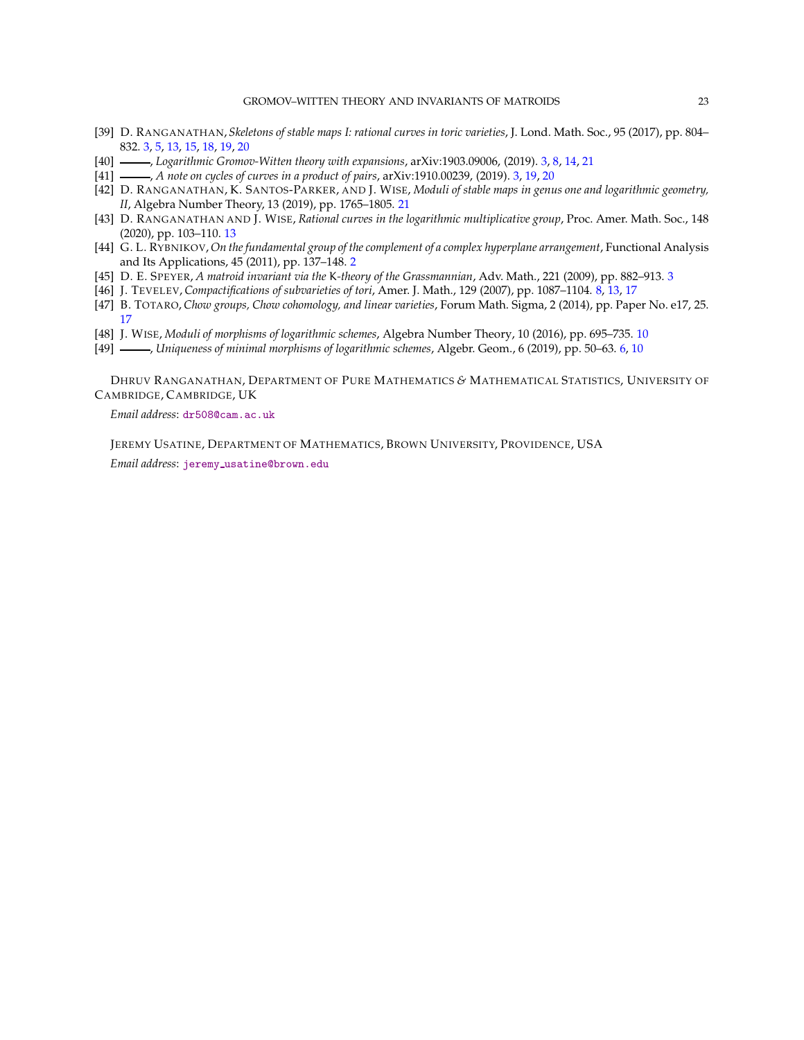[39] D. Ranganathan, *Skeletons of stable maps I: rational curves in toric varieties*, J. Lond. Math. Soc., 95 (2017), pp. 804–832. 3, 5, 13, 15, 18, 19, 20

[40] ———, *Logarithmic Gromov-Witten theory with expansions*, arXiv:1903.09006, (2019). 3, 8, 14, 21

[41] ———, *A note on cycles of curves in a product of pairs*, arXiv:1910.00239, (2019). 3, 19, 20

[42] D. Ranganathan, K. Santos-Parker, and J. Wise, *Moduli of stable maps in genus one and logarithmic geometry, II*, Algebra Number Theory, 13 (2019), pp. 1765–1805. 21

[43] D. Ranganathan and J. Wise, *Rational curves in the logarithmic multiplicative group*, Proc. Amer. Math. Soc., 148 (2020), pp. 103–110. 13

[44] G. L. Rybnikov, *On the fundamental group of the complement of a complex hyperplane arrangement*, Functional Analysis and Its Applications, 45 (2011), pp. 137–148. 2

[45] D. E. Speyer, *A matroid invariant via the K-theory of the Grassmannian*, Adv. Math., 221 (2009), pp. 882–913. 3

[46] J. Tevelev, *Compactifications of subvarieties of tori*, Amer. J. Math., 129 (2007), pp. 1087–1104. 8, 13, 17

[47] B. Totaro, *Chow groups, Chow cohomology, and linear varieties*, Forum Math. Sigma, 2 (2014), pp. Paper No. e17, 25. 17

[48] J. Wise, *Moduli of morphisms of logarithmic schemes*, Algebra Number Theory, 10 (2016), pp. 695–735. 10

[49] ———, *Uniqueness of minimal morphisms of logarithmic schemes*, Algebr. Geom., 6 (2019), pp. 50–63. 6, 10

Dhruv Ranganathan, Department of Pure Mathematics & Mathematical Statistics, University of Cambridge, Cambridge, UK

*Email address*: dr508@cam.ac.uk

Jeremy Usatine, Department of Mathematics, Brown University, Providence, USA

*Email address*: jeremy_usatine@brown.edu